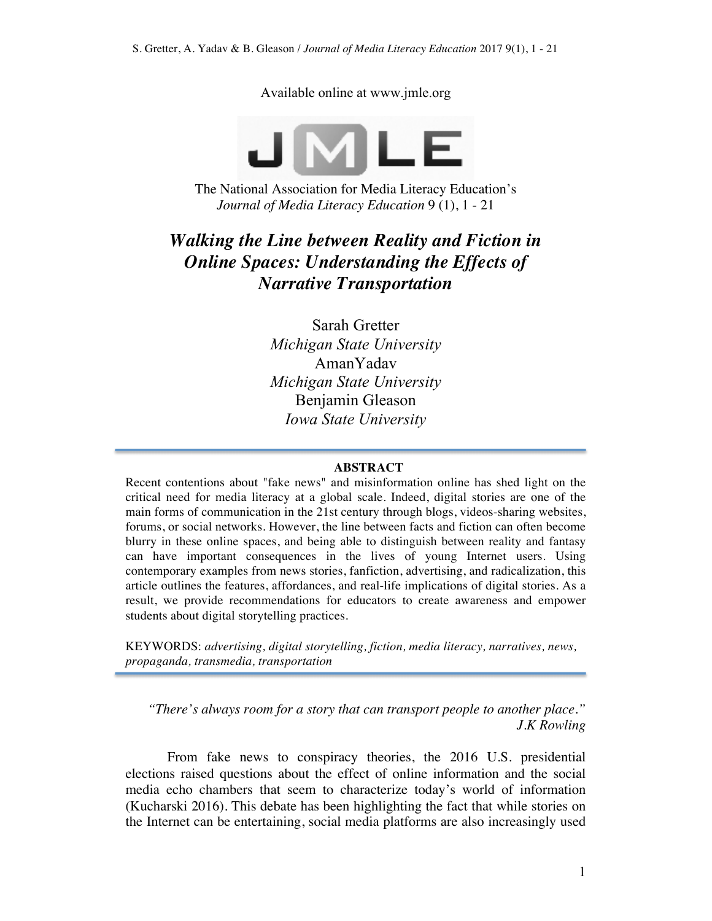Available online at www.jmle.org

The National Association for Media Literacy Education's
*Journal of Media Literacy Education* 9 (1), 1 - 21

# *Walking the Line between Reality and Fiction in Online Spaces: Understanding the Effects of Narrative Transportation*

Sarah Gretter
*Michigan State University*
AmanYadav
*Michigan State University*
Benjamin Gleason
*Iowa State University*

## ABSTRACT

Recent contentions about "fake news" and misinformation online has shed light on the critical need for media literacy at a global scale. Indeed, digital stories are one of the main forms of communication in the 21st century through blogs, videos-sharing websites, forums, or social networks. However, the line between facts and fiction can often become blurry in these online spaces, and being able to distinguish between reality and fantasy can have important consequences in the lives of young Internet users. Using contemporary examples from news stories, fanfiction, advertising, and radicalization, this article outlines the features, affordances, and real-life implications of digital stories. As a result, we provide recommendations for educators to create awareness and empower students about digital storytelling practices.

KEYWORDS: *advertising, digital storytelling, fiction, media literacy, narratives, news, propaganda, transmedia, transportation*

> *"There's always room for a story that can transport people to another place."*
> *J.K Rowling*

From fake news to conspiracy theories, the 2016 U.S. presidential elections raised questions about the effect of online information and the social media echo chambers that seem to characterize today's world of information (Kucharski 2016). This debate has been highlighting the fact that while stories on the Internet can be entertaining, social media platforms are also increasingly used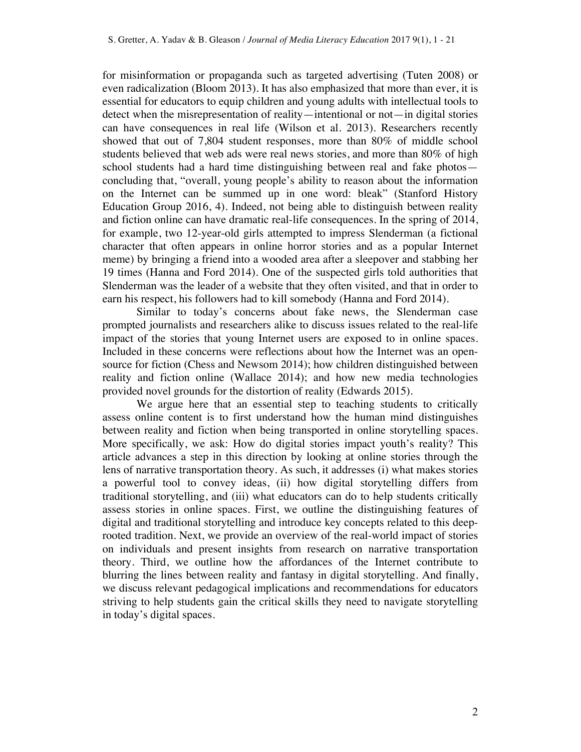for misinformation or propaganda such as targeted advertising (Tuten 2008) or even radicalization (Bloom 2013). It has also emphasized that more than ever, it is essential for educators to equip children and young adults with intellectual tools to detect when the misrepresentation of reality—intentional or not—in digital stories can have consequences in real life (Wilson et al. 2013). Researchers recently showed that out of 7,804 student responses, more than 80% of middle school students believed that web ads were real news stories, and more than 80% of high school students had a hard time distinguishing between real and fake photos—concluding that, "overall, young people's ability to reason about the information on the Internet can be summed up in one word: bleak" (Stanford History Education Group 2016, 4). Indeed, not being able to distinguish between reality and fiction online can have dramatic real-life consequences. In the spring of 2014, for example, two 12-year-old girls attempted to impress Slenderman (a fictional character that often appears in online horror stories and as a popular Internet meme) by bringing a friend into a wooded area after a sleepover and stabbing her 19 times (Hanna and Ford 2014). One of the suspected girls told authorities that Slenderman was the leader of a website that they often visited, and that in order to earn his respect, his followers had to kill somebody (Hanna and Ford 2014).

Similar to today's concerns about fake news, the Slenderman case prompted journalists and researchers alike to discuss issues related to the real-life impact of the stories that young Internet users are exposed to in online spaces. Included in these concerns were reflections about how the Internet was an open-source for fiction (Chess and Newsom 2014); how children distinguished between reality and fiction online (Wallace 2014); and how new media technologies provided novel grounds for the distortion of reality (Edwards 2015).

We argue here that an essential step to teaching students to critically assess online content is to first understand how the human mind distinguishes between reality and fiction when being transported in online storytelling spaces. More specifically, we ask: How do digital stories impact youth's reality? This article advances a step in this direction by looking at online stories through the lens of narrative transportation theory. As such, it addresses (i) what makes stories a powerful tool to convey ideas, (ii) how digital storytelling differs from traditional storytelling, and (iii) what educators can do to help students critically assess stories in online spaces. First, we outline the distinguishing features of digital and traditional storytelling and introduce key concepts related to this deep-rooted tradition. Next, we provide an overview of the real-world impact of stories on individuals and present insights from research on narrative transportation theory. Third, we outline how the affordances of the Internet contribute to blurring the lines between reality and fantasy in digital storytelling. And finally, we discuss relevant pedagogical implications and recommendations for educators striving to help students gain the critical skills they need to navigate storytelling in today's digital spaces.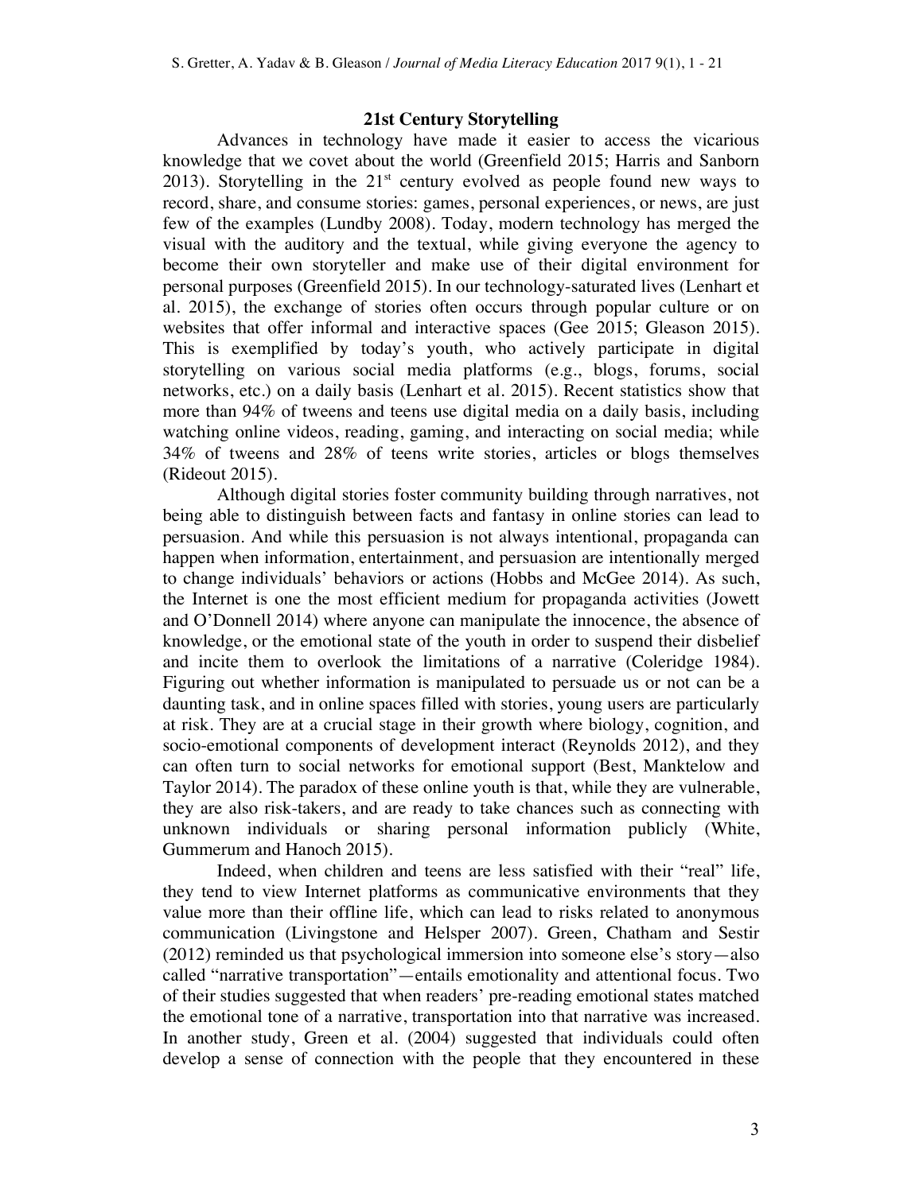## 21st Century Storytelling

Advances in technology have made it easier to access the vicarious knowledge that we covet about the world (Greenfield 2015; Harris and Sanborn 2013). Storytelling in the 21st century evolved as people found new ways to record, share, and consume stories: games, personal experiences, or news, are just few of the examples (Lundby 2008). Today, modern technology has merged the visual with the auditory and the textual, while giving everyone the agency to become their own storyteller and make use of their digital environment for personal purposes (Greenfield 2015). In our technology-saturated lives (Lenhart et al. 2015), the exchange of stories often occurs through popular culture or on websites that offer informal and interactive spaces (Gee 2015; Gleason 2015). This is exemplified by today's youth, who actively participate in digital storytelling on various social media platforms (e.g., blogs, forums, social networks, etc.) on a daily basis (Lenhart et al. 2015). Recent statistics show that more than 94% of tweens and teens use digital media on a daily basis, including watching online videos, reading, gaming, and interacting on social media; while 34% of tweens and 28% of teens write stories, articles or blogs themselves (Rideout 2015).

Although digital stories foster community building through narratives, not being able to distinguish between facts and fantasy in online stories can lead to persuasion. And while this persuasion is not always intentional, propaganda can happen when information, entertainment, and persuasion are intentionally merged to change individuals' behaviors or actions (Hobbs and McGee 2014). As such, the Internet is one the most efficient medium for propaganda activities (Jowett and O'Donnell 2014) where anyone can manipulate the innocence, the absence of knowledge, or the emotional state of the youth in order to suspend their disbelief and incite them to overlook the limitations of a narrative (Coleridge 1984). Figuring out whether information is manipulated to persuade us or not can be a daunting task, and in online spaces filled with stories, young users are particularly at risk. They are at a crucial stage in their growth where biology, cognition, and socio-emotional components of development interact (Reynolds 2012), and they can often turn to social networks for emotional support (Best, Manktelow and Taylor 2014). The paradox of these online youth is that, while they are vulnerable, they are also risk-takers, and are ready to take chances such as connecting with unknown individuals or sharing personal information publicly (White, Gummerum and Hanoch 2015).

Indeed, when children and teens are less satisfied with their "real" life, they tend to view Internet platforms as communicative environments that they value more than their offline life, which can lead to risks related to anonymous communication (Livingstone and Helsper 2007). Green, Chatham and Sestir (2012) reminded us that psychological immersion into someone else's story—also called "narrative transportation"—entails emotionality and attentional focus. Two of their studies suggested that when readers' pre-reading emotional states matched the emotional tone of a narrative, transportation into that narrative was increased. In another study, Green et al. (2004) suggested that individuals could often develop a sense of connection with the people that they encountered in these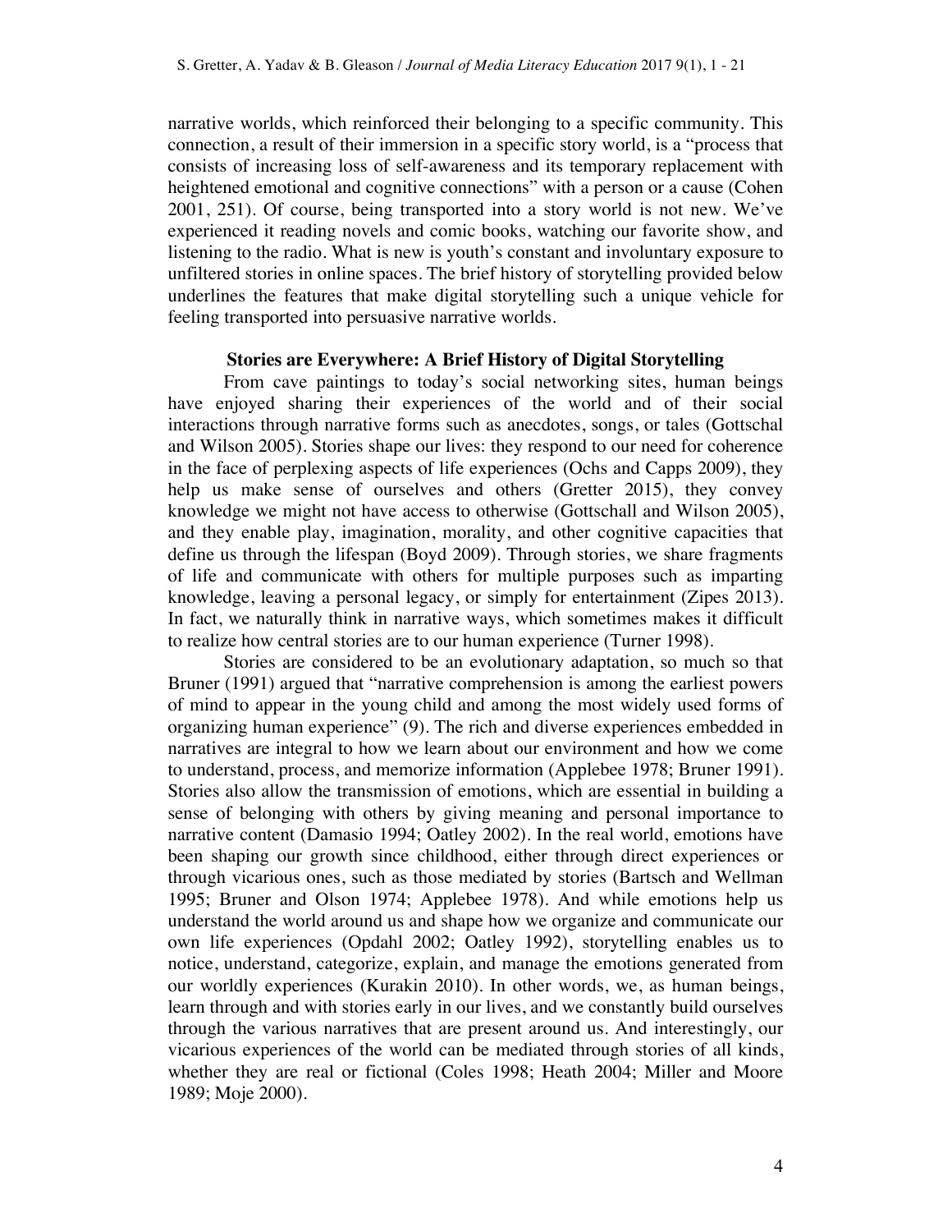narrative worlds, which reinforced their belonging to a specific community. This connection, a result of their immersion in a specific story world, is a "process that consists of increasing loss of self-awareness and its temporary replacement with heightened emotional and cognitive connections" with a person or a cause (Cohen 2001, 251). Of course, being transported into a story world is not new. We've experienced it reading novels and comic books, watching our favorite show, and listening to the radio. What is new is youth's constant and involuntary exposure to unfiltered stories in online spaces. The brief history of storytelling provided below underlines the features that make digital storytelling such a unique vehicle for feeling transported into persuasive narrative worlds.

## Stories are Everywhere: A Brief History of Digital Storytelling

From cave paintings to today's social networking sites, human beings have enjoyed sharing their experiences of the world and of their social interactions through narrative forms such as anecdotes, songs, or tales (Gottschal and Wilson 2005). Stories shape our lives: they respond to our need for coherence in the face of perplexing aspects of life experiences (Ochs and Capps 2009), they help us make sense of ourselves and others (Gretter 2015), they convey knowledge we might not have access to otherwise (Gottschall and Wilson 2005), and they enable play, imagination, morality, and other cognitive capacities that define us through the lifespan (Boyd 2009). Through stories, we share fragments of life and communicate with others for multiple purposes such as imparting knowledge, leaving a personal legacy, or simply for entertainment (Zipes 2013). In fact, we naturally think in narrative ways, which sometimes makes it difficult to realize how central stories are to our human experience (Turner 1998).

Stories are considered to be an evolutionary adaptation, so much so that Bruner (1991) argued that "narrative comprehension is among the earliest powers of mind to appear in the young child and among the most widely used forms of organizing human experience" (9). The rich and diverse experiences embedded in narratives are integral to how we learn about our environment and how we come to understand, process, and memorize information (Applebee 1978; Bruner 1991). Stories also allow the transmission of emotions, which are essential in building a sense of belonging with others by giving meaning and personal importance to narrative content (Damasio 1994; Oatley 2002). In the real world, emotions have been shaping our growth since childhood, either through direct experiences or through vicarious ones, such as those mediated by stories (Bartsch and Wellman 1995; Bruner and Olson 1974; Applebee 1978). And while emotions help us understand the world around us and shape how we organize and communicate our own life experiences (Opdahl 2002; Oatley 1992), storytelling enables us to notice, understand, categorize, explain, and manage the emotions generated from our worldly experiences (Kurakin 2010). In other words, we, as human beings, learn through and with stories early in our lives, and we constantly build ourselves through the various narratives that are present around us. And interestingly, our vicarious experiences of the world can be mediated through stories of all kinds, whether they are real or fictional (Coles 1998; Heath 2004; Miller and Moore 1989; Moje 2000).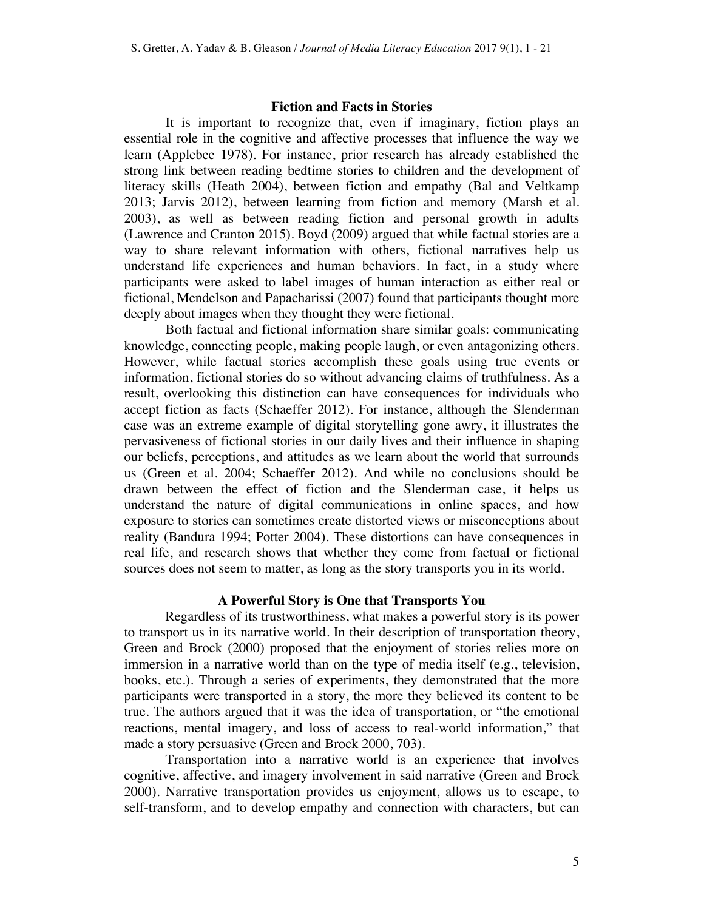## Fiction and Facts in Stories

It is important to recognize that, even if imaginary, fiction plays an essential role in the cognitive and affective processes that influence the way we learn (Applebee 1978). For instance, prior research has already established the strong link between reading bedtime stories to children and the development of literacy skills (Heath 2004), between fiction and empathy (Bal and Veltkamp 2013; Jarvis 2012), between learning from fiction and memory (Marsh et al. 2003), as well as between reading fiction and personal growth in adults (Lawrence and Cranton 2015). Boyd (2009) argued that while factual stories are a way to share relevant information with others, fictional narratives help us understand life experiences and human behaviors. In fact, in a study where participants were asked to label images of human interaction as either real or fictional, Mendelson and Papacharissi (2007) found that participants thought more deeply about images when they thought they were fictional.

Both factual and fictional information share similar goals: communicating knowledge, connecting people, making people laugh, or even antagonizing others. However, while factual stories accomplish these goals using true events or information, fictional stories do so without advancing claims of truthfulness. As a result, overlooking this distinction can have consequences for individuals who accept fiction as facts (Schaeffer 2012). For instance, although the Slenderman case was an extreme example of digital storytelling gone awry, it illustrates the pervasiveness of fictional stories in our daily lives and their influence in shaping our beliefs, perceptions, and attitudes as we learn about the world that surrounds us (Green et al. 2004; Schaeffer 2012). And while no conclusions should be drawn between the effect of fiction and the Slenderman case, it helps us understand the nature of digital communications in online spaces, and how exposure to stories can sometimes create distorted views or misconceptions about reality (Bandura 1994; Potter 2004). These distortions can have consequences in real life, and research shows that whether they come from factual or fictional sources does not seem to matter, as long as the story transports you in its world.

## A Powerful Story is One that Transports You

Regardless of its trustworthiness, what makes a powerful story is its power to transport us in its narrative world. In their description of transportation theory, Green and Brock (2000) proposed that the enjoyment of stories relies more on immersion in a narrative world than on the type of media itself (e.g., television, books, etc.). Through a series of experiments, they demonstrated that the more participants were transported in a story, the more they believed its content to be true. The authors argued that it was the idea of transportation, or "the emotional reactions, mental imagery, and loss of access to real-world information," that made a story persuasive (Green and Brock 2000, 703).

Transportation into a narrative world is an experience that involves cognitive, affective, and imagery involvement in said narrative (Green and Brock 2000). Narrative transportation provides us enjoyment, allows us to escape, to self-transform, and to develop empathy and connection with characters, but can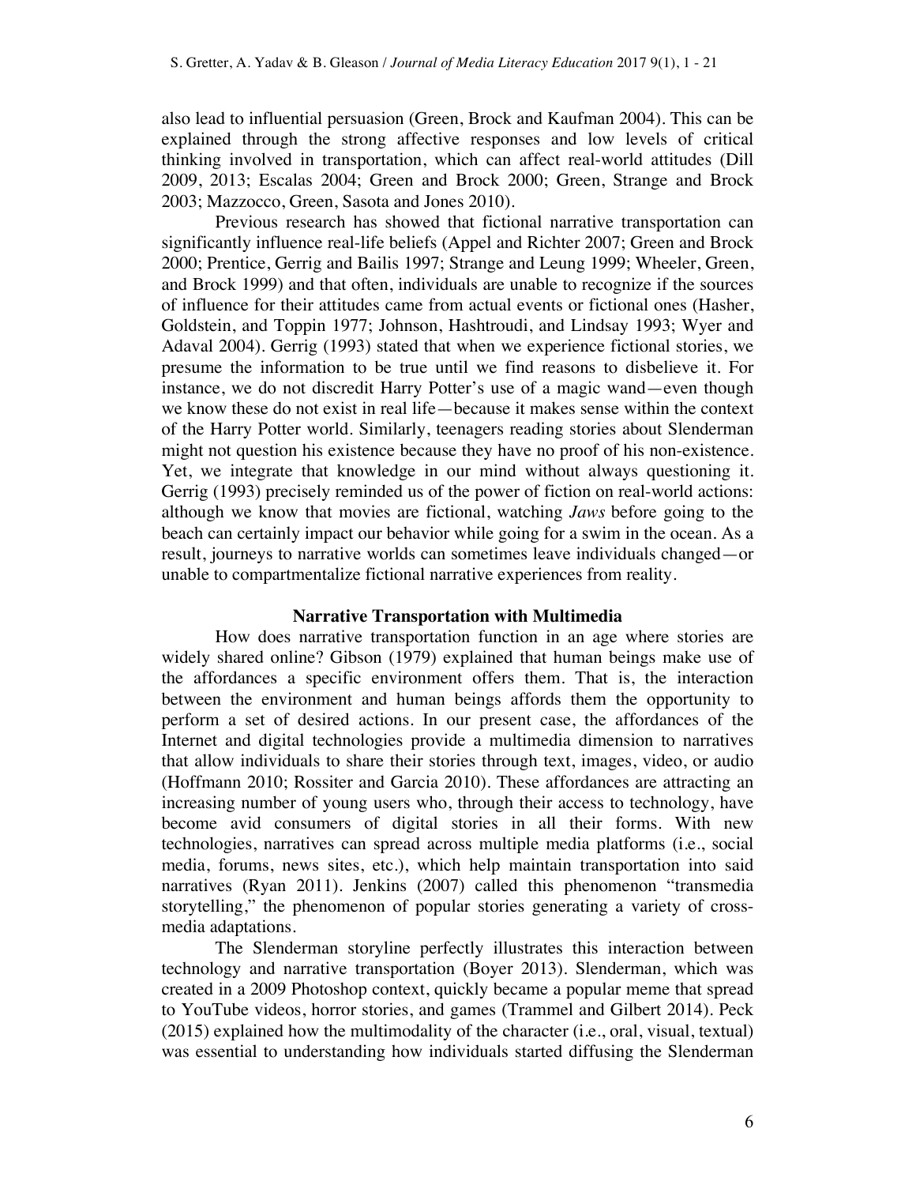also lead to influential persuasion (Green, Brock and Kaufman 2004). This can be explained through the strong affective responses and low levels of critical thinking involved in transportation, which can affect real-world attitudes (Dill 2009, 2013; Escalas 2004; Green and Brock 2000; Green, Strange and Brock 2003; Mazzocco, Green, Sasota and Jones 2010).

Previous research has showed that fictional narrative transportation can significantly influence real-life beliefs (Appel and Richter 2007; Green and Brock 2000; Prentice, Gerrig and Bailis 1997; Strange and Leung 1999; Wheeler, Green, and Brock 1999) and that often, individuals are unable to recognize if the sources of influence for their attitudes came from actual events or fictional ones (Hasher, Goldstein, and Toppin 1977; Johnson, Hashtroudi, and Lindsay 1993; Wyer and Adaval 2004). Gerrig (1993) stated that when we experience fictional stories, we presume the information to be true until we find reasons to disbelieve it. For instance, we do not discredit Harry Potter's use of a magic wand—even though we know these do not exist in real life—because it makes sense within the context of the Harry Potter world. Similarly, teenagers reading stories about Slenderman might not question his existence because they have no proof of his non-existence. Yet, we integrate that knowledge in our mind without always questioning it. Gerrig (1993) precisely reminded us of the power of fiction on real-world actions: although we know that movies are fictional, watching *Jaws* before going to the beach can certainly impact our behavior while going for a swim in the ocean. As a result, journeys to narrative worlds can sometimes leave individuals changed—or unable to compartmentalize fictional narrative experiences from reality.

## Narrative Transportation with Multimedia

How does narrative transportation function in an age where stories are widely shared online? Gibson (1979) explained that human beings make use of the affordances a specific environment offers them. That is, the interaction between the environment and human beings affords them the opportunity to perform a set of desired actions. In our present case, the affordances of the Internet and digital technologies provide a multimedia dimension to narratives that allow individuals to share their stories through text, images, video, or audio (Hoffmann 2010; Rossiter and Garcia 2010). These affordances are attracting an increasing number of young users who, through their access to technology, have become avid consumers of digital stories in all their forms. With new technologies, narratives can spread across multiple media platforms (i.e., social media, forums, news sites, etc.), which help maintain transportation into said narratives (Ryan 2011). Jenkins (2007) called this phenomenon "transmedia storytelling," the phenomenon of popular stories generating a variety of cross-media adaptations.

The Slenderman storyline perfectly illustrates this interaction between technology and narrative transportation (Boyer 2013). Slenderman, which was created in a 2009 Photoshop context, quickly became a popular meme that spread to YouTube videos, horror stories, and games (Trammel and Gilbert 2014). Peck (2015) explained how the multimodality of the character (i.e., oral, visual, textual) was essential to understanding how individuals started diffusing the Slenderman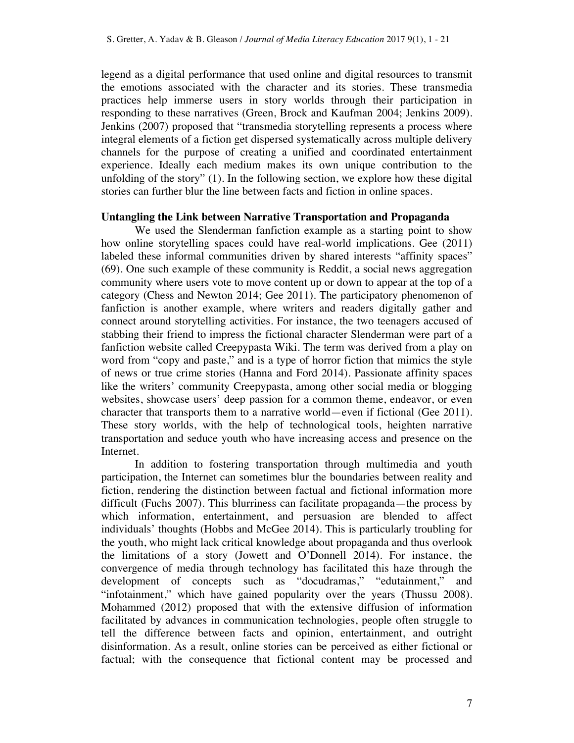legend as a digital performance that used online and digital resources to transmit the emotions associated with the character and its stories. These transmedia practices help immerse users in story worlds through their participation in responding to these narratives (Green, Brock and Kaufman 2004; Jenkins 2009). Jenkins (2007) proposed that "transmedia storytelling represents a process where integral elements of a fiction get dispersed systematically across multiple delivery channels for the purpose of creating a unified and coordinated entertainment experience. Ideally each medium makes its own unique contribution to the unfolding of the story" (1). In the following section, we explore how these digital stories can further blur the line between facts and fiction in online spaces.

**Untangling the Link between Narrative Transportation and Propaganda**

We used the Slenderman fanfiction example as a starting point to show how online storytelling spaces could have real-world implications. Gee (2011) labeled these informal communities driven by shared interests "affinity spaces" (69). One such example of these community is Reddit, a social news aggregation community where users vote to move content up or down to appear at the top of a category (Chess and Newton 2014; Gee 2011). The participatory phenomenon of fanfiction is another example, where writers and readers digitally gather and connect around storytelling activities. For instance, the two teenagers accused of stabbing their friend to impress the fictional character Slenderman were part of a fanfiction website called Creepypasta Wiki. The term was derived from a play on word from "copy and paste," and is a type of horror fiction that mimics the style of news or true crime stories (Hanna and Ford 2014). Passionate affinity spaces like the writers' community Creepypasta, among other social media or blogging websites, showcase users' deep passion for a common theme, endeavor, or even character that transports them to a narrative world—even if fictional (Gee 2011). These story worlds, with the help of technological tools, heighten narrative transportation and seduce youth who have increasing access and presence on the Internet.

In addition to fostering transportation through multimedia and youth participation, the Internet can sometimes blur the boundaries between reality and fiction, rendering the distinction between factual and fictional information more difficult (Fuchs 2007). This blurriness can facilitate propaganda—the process by which information, entertainment, and persuasion are blended to affect individuals' thoughts (Hobbs and McGee 2014). This is particularly troubling for the youth, who might lack critical knowledge about propaganda and thus overlook the limitations of a story (Jowett and O'Donnell 2014). For instance, the convergence of media through technology has facilitated this haze through the development of concepts such as "docudramas," "edutainment," and "infotainment," which have gained popularity over the years (Thussu 2008). Mohammed (2012) proposed that with the extensive diffusion of information facilitated by advances in communication technologies, people often struggle to tell the difference between facts and opinion, entertainment, and outright disinformation. As a result, online stories can be perceived as either fictional or factual; with the consequence that fictional content may be processed and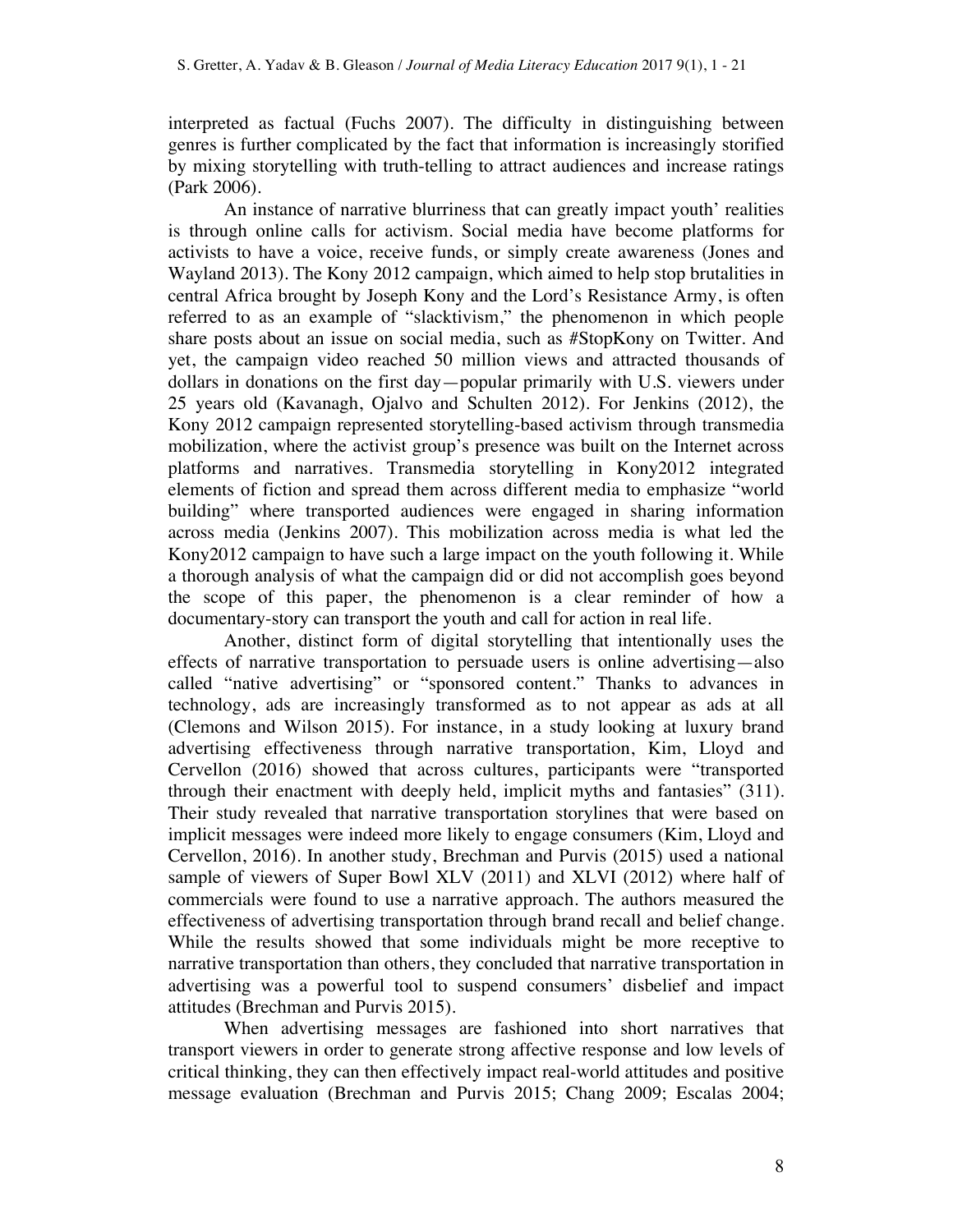interpreted as factual (Fuchs 2007). The difficulty in distinguishing between genres is further complicated by the fact that information is increasingly storified by mixing storytelling with truth-telling to attract audiences and increase ratings (Park 2006).

An instance of narrative blurriness that can greatly impact youth' realities is through online calls for activism. Social media have become platforms for activists to have a voice, receive funds, or simply create awareness (Jones and Wayland 2013). The Kony 2012 campaign, which aimed to help stop brutalities in central Africa brought by Joseph Kony and the Lord's Resistance Army, is often referred to as an example of "slacktivism," the phenomenon in which people share posts about an issue on social media, such as #StopKony on Twitter. And yet, the campaign video reached 50 million views and attracted thousands of dollars in donations on the first day—popular primarily with U.S. viewers under 25 years old (Kavanagh, Ojalvo and Schulten 2012). For Jenkins (2012), the Kony 2012 campaign represented storytelling-based activism through transmedia mobilization, where the activist group's presence was built on the Internet across platforms and narratives. Transmedia storytelling in Kony2012 integrated elements of fiction and spread them across different media to emphasize "world building" where transported audiences were engaged in sharing information across media (Jenkins 2007). This mobilization across media is what led the Kony2012 campaign to have such a large impact on the youth following it. While a thorough analysis of what the campaign did or did not accomplish goes beyond the scope of this paper, the phenomenon is a clear reminder of how a documentary-story can transport the youth and call for action in real life.

Another, distinct form of digital storytelling that intentionally uses the effects of narrative transportation to persuade users is online advertising—also called "native advertising" or "sponsored content." Thanks to advances in technology, ads are increasingly transformed as to not appear as ads at all (Clemons and Wilson 2015). For instance, in a study looking at luxury brand advertising effectiveness through narrative transportation, Kim, Lloyd and Cervellon (2016) showed that across cultures, participants were "transported through their enactment with deeply held, implicit myths and fantasies" (311). Their study revealed that narrative transportation storylines that were based on implicit messages were indeed more likely to engage consumers (Kim, Lloyd and Cervellon, 2016). In another study, Brechman and Purvis (2015) used a national sample of viewers of Super Bowl XLV (2011) and XLVI (2012) where half of commercials were found to use a narrative approach. The authors measured the effectiveness of advertising transportation through brand recall and belief change. While the results showed that some individuals might be more receptive to narrative transportation than others, they concluded that narrative transportation in advertising was a powerful tool to suspend consumers' disbelief and impact attitudes (Brechman and Purvis 2015).

When advertising messages are fashioned into short narratives that transport viewers in order to generate strong affective response and low levels of critical thinking, they can then effectively impact real-world attitudes and positive message evaluation (Brechman and Purvis 2015; Chang 2009; Escalas 2004;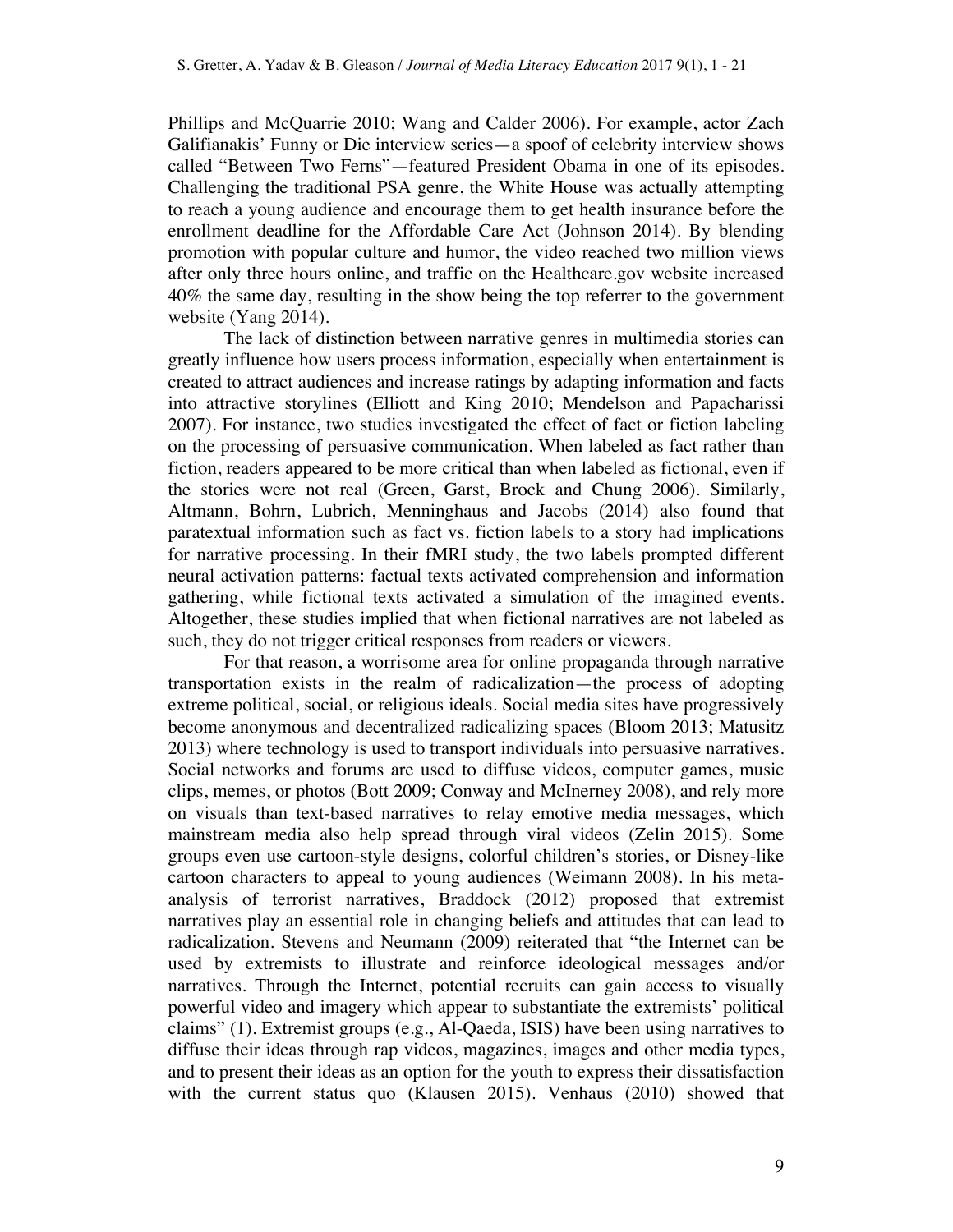Phillips and McQuarrie 2010; Wang and Calder 2006). For example, actor Zach Galifianakis' Funny or Die interview series—a spoof of celebrity interview shows called "Between Two Ferns"—featured President Obama in one of its episodes. Challenging the traditional PSA genre, the White House was actually attempting to reach a young audience and encourage them to get health insurance before the enrollment deadline for the Affordable Care Act (Johnson 2014). By blending promotion with popular culture and humor, the video reached two million views after only three hours online, and traffic on the Healthcare.gov website increased 40% the same day, resulting in the show being the top referrer to the government website (Yang 2014).

The lack of distinction between narrative genres in multimedia stories can greatly influence how users process information, especially when entertainment is created to attract audiences and increase ratings by adapting information and facts into attractive storylines (Elliott and King 2010; Mendelson and Papacharissi 2007). For instance, two studies investigated the effect of fact or fiction labeling on the processing of persuasive communication. When labeled as fact rather than fiction, readers appeared to be more critical than when labeled as fictional, even if the stories were not real (Green, Garst, Brock and Chung 2006). Similarly, Altmann, Bohrn, Lubrich, Menninghaus and Jacobs (2014) also found that paratextual information such as fact vs. fiction labels to a story had implications for narrative processing. In their fMRI study, the two labels prompted different neural activation patterns: factual texts activated comprehension and information gathering, while fictional texts activated a simulation of the imagined events. Altogether, these studies implied that when fictional narratives are not labeled as such, they do not trigger critical responses from readers or viewers.

For that reason, a worrisome area for online propaganda through narrative transportation exists in the realm of radicalization—the process of adopting extreme political, social, or religious ideals. Social media sites have progressively become anonymous and decentralized radicalizing spaces (Bloom 2013; Matusitz 2013) where technology is used to transport individuals into persuasive narratives. Social networks and forums are used to diffuse videos, computer games, music clips, memes, or photos (Bott 2009; Conway and McInerney 2008), and rely more on visuals than text-based narratives to relay emotive media messages, which mainstream media also help spread through viral videos (Zelin 2015). Some groups even use cartoon-style designs, colorful children's stories, or Disney-like cartoon characters to appeal to young audiences (Weimann 2008). In his meta-analysis of terrorist narratives, Braddock (2012) proposed that extremist narratives play an essential role in changing beliefs and attitudes that can lead to radicalization. Stevens and Neumann (2009) reiterated that "the Internet can be used by extremists to illustrate and reinforce ideological messages and/or narratives. Through the Internet, potential recruits can gain access to visually powerful video and imagery which appear to substantiate the extremists' political claims" (1). Extremist groups (e.g., Al-Qaeda, ISIS) have been using narratives to diffuse their ideas through rap videos, magazines, images and other media types, and to present their ideas as an option for the youth to express their dissatisfaction with the current status quo (Klausen 2015). Venhaus (2010) showed that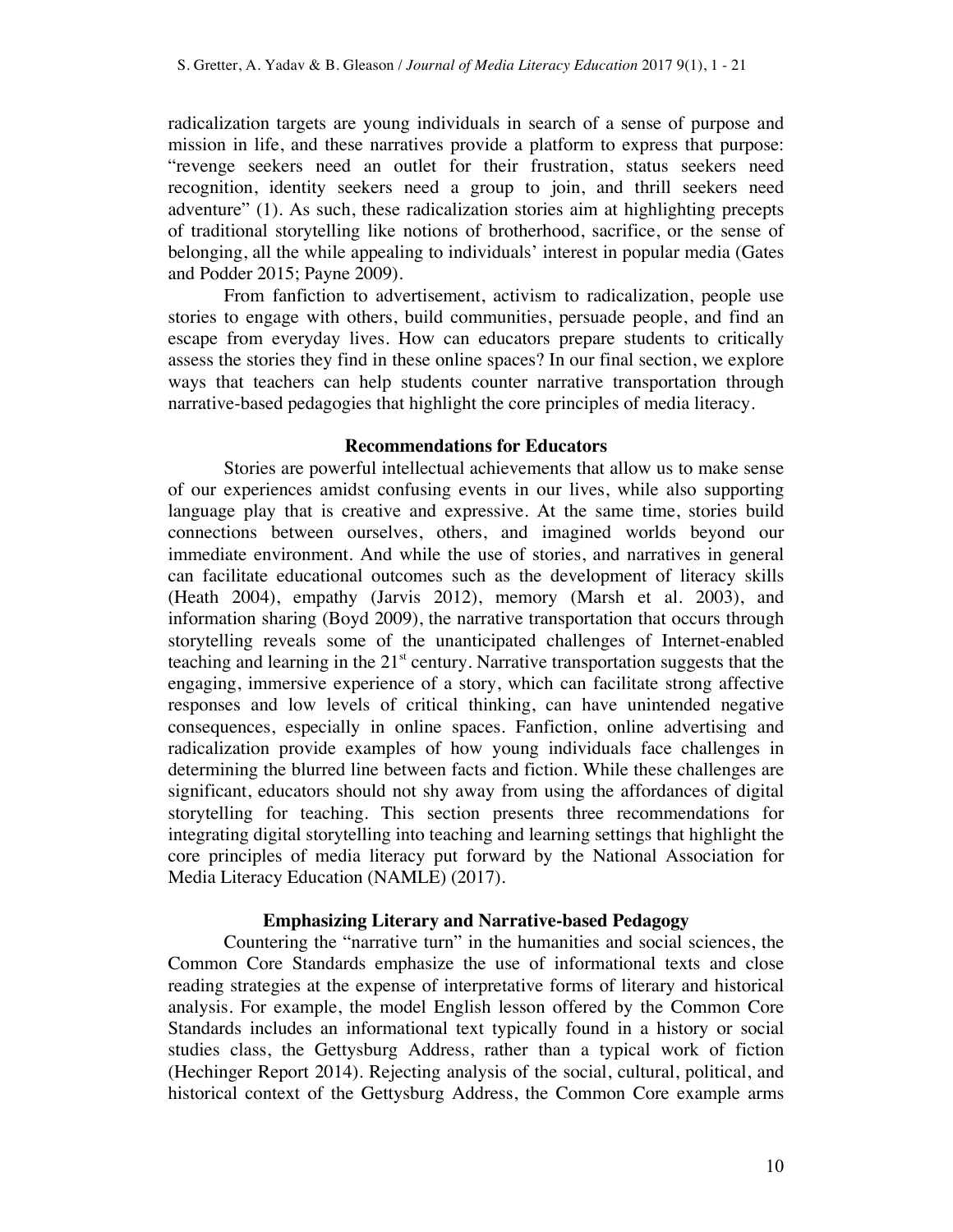radicalization targets are young individuals in search of a sense of purpose and mission in life, and these narratives provide a platform to express that purpose: "revenge seekers need an outlet for their frustration, status seekers need recognition, identity seekers need a group to join, and thrill seekers need adventure" (1). As such, these radicalization stories aim at highlighting precepts of traditional storytelling like notions of brotherhood, sacrifice, or the sense of belonging, all the while appealing to individuals' interest in popular media (Gates and Podder 2015; Payne 2009).

From fanfiction to advertisement, activism to radicalization, people use stories to engage with others, build communities, persuade people, and find an escape from everyday lives. How can educators prepare students to critically assess the stories they find in these online spaces? In our final section, we explore ways that teachers can help students counter narrative transportation through narrative-based pedagogies that highlight the core principles of media literacy.

## Recommendations for Educators

Stories are powerful intellectual achievements that allow us to make sense of our experiences amidst confusing events in our lives, while also supporting language play that is creative and expressive. At the same time, stories build connections between ourselves, others, and imagined worlds beyond our immediate environment. And while the use of stories, and narratives in general can facilitate educational outcomes such as the development of literacy skills (Heath 2004), empathy (Jarvis 2012), memory (Marsh et al. 2003), and information sharing (Boyd 2009), the narrative transportation that occurs through storytelling reveals some of the unanticipated challenges of Internet-enabled teaching and learning in the 21st century. Narrative transportation suggests that the engaging, immersive experience of a story, which can facilitate strong affective responses and low levels of critical thinking, can have unintended negative consequences, especially in online spaces. Fanfiction, online advertising and radicalization provide examples of how young individuals face challenges in determining the blurred line between facts and fiction. While these challenges are significant, educators should not shy away from using the affordances of digital storytelling for teaching. This section presents three recommendations for integrating digital storytelling into teaching and learning settings that highlight the core principles of media literacy put forward by the National Association for Media Literacy Education (NAMLE) (2017).

### Emphasizing Literary and Narrative-based Pedagogy

Countering the "narrative turn" in the humanities and social sciences, the Common Core Standards emphasize the use of informational texts and close reading strategies at the expense of interpretative forms of literary and historical analysis. For example, the model English lesson offered by the Common Core Standards includes an informational text typically found in a history or social studies class, the Gettysburg Address, rather than a typical work of fiction (Hechinger Report 2014). Rejecting analysis of the social, cultural, political, and historical context of the Gettysburg Address, the Common Core example arms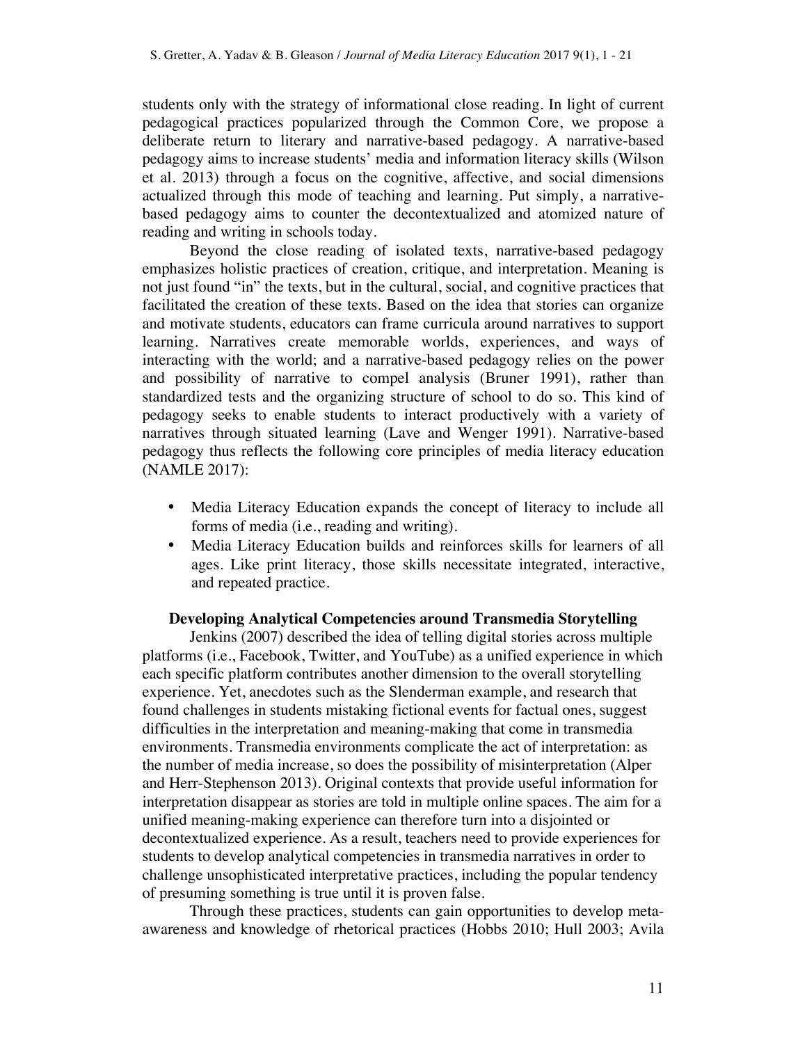students only with the strategy of informational close reading. In light of current pedagogical practices popularized through the Common Core, we propose a deliberate return to literary and narrative-based pedagogy. A narrative-based pedagogy aims to increase students' media and information literacy skills (Wilson et al. 2013) through a focus on the cognitive, affective, and social dimensions actualized through this mode of teaching and learning. Put simply, a narrative-based pedagogy aims to counter the decontextualized and atomized nature of reading and writing in schools today.

Beyond the close reading of isolated texts, narrative-based pedagogy emphasizes holistic practices of creation, critique, and interpretation. Meaning is not just found "in" the texts, but in the cultural, social, and cognitive practices that facilitated the creation of these texts. Based on the idea that stories can organize and motivate students, educators can frame curricula around narratives to support learning. Narratives create memorable worlds, experiences, and ways of interacting with the world; and a narrative-based pedagogy relies on the power and possibility of narrative to compel analysis (Bruner 1991), rather than standardized tests and the organizing structure of school to do so. This kind of pedagogy seeks to enable students to interact productively with a variety of narratives through situated learning (Lave and Wenger 1991). Narrative-based pedagogy thus reflects the following core principles of media literacy education (NAMLE 2017):

- Media Literacy Education expands the concept of literacy to include all forms of media (i.e., reading and writing).
- Media Literacy Education builds and reinforces skills for learners of all ages. Like print literacy, those skills necessitate integrated, interactive, and repeated practice.

### Developing Analytical Competencies around Transmedia Storytelling

Jenkins (2007) described the idea of telling digital stories across multiple platforms (i.e., Facebook, Twitter, and YouTube) as a unified experience in which each specific platform contributes another dimension to the overall storytelling experience. Yet, anecdotes such as the Slenderman example, and research that found challenges in students mistaking fictional events for factual ones, suggest difficulties in the interpretation and meaning-making that come in transmedia environments. Transmedia environments complicate the act of interpretation: as the number of media increase, so does the possibility of misinterpretation (Alper and Herr-Stephenson 2013). Original contexts that provide useful information for interpretation disappear as stories are told in multiple online spaces. The aim for a unified meaning-making experience can therefore turn into a disjointed or decontextualized experience. As a result, teachers need to provide experiences for students to develop analytical competencies in transmedia narratives in order to challenge unsophisticated interpretative practices, including the popular tendency of presuming something is true until it is proven false.

Through these practices, students can gain opportunities to develop meta-awareness and knowledge of rhetorical practices (Hobbs 2010; Hull 2003; Avila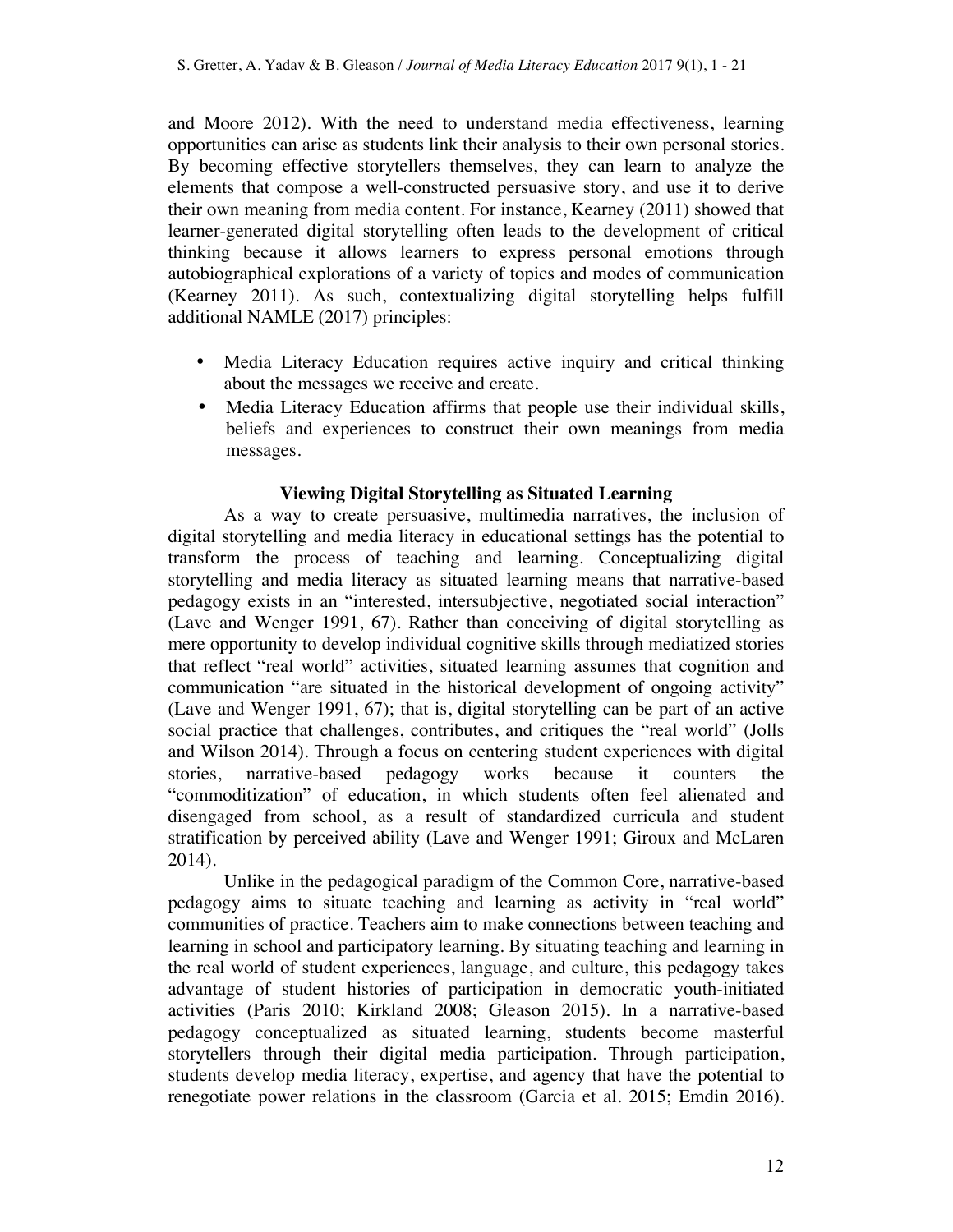and Moore 2012). With the need to understand media effectiveness, learning opportunities can arise as students link their analysis to their own personal stories. By becoming effective storytellers themselves, they can learn to analyze the elements that compose a well-constructed persuasive story, and use it to derive their own meaning from media content. For instance, Kearney (2011) showed that learner-generated digital storytelling often leads to the development of critical thinking because it allows learners to express personal emotions through autobiographical explorations of a variety of topics and modes of communication (Kearney 2011). As such, contextualizing digital storytelling helps fulfill additional NAMLE (2017) principles:

- Media Literacy Education requires active inquiry and critical thinking about the messages we receive and create.
- Media Literacy Education affirms that people use their individual skills, beliefs and experiences to construct their own meanings from media messages.

### Viewing Digital Storytelling as Situated Learning

As a way to create persuasive, multimedia narratives, the inclusion of digital storytelling and media literacy in educational settings has the potential to transform the process of teaching and learning. Conceptualizing digital storytelling and media literacy as situated learning means that narrative-based pedagogy exists in an "interested, intersubjective, negotiated social interaction" (Lave and Wenger 1991, 67). Rather than conceiving of digital storytelling as mere opportunity to develop individual cognitive skills through mediatized stories that reflect "real world" activities, situated learning assumes that cognition and communication "are situated in the historical development of ongoing activity" (Lave and Wenger 1991, 67); that is, digital storytelling can be part of an active social practice that challenges, contributes, and critiques the "real world" (Jolls and Wilson 2014). Through a focus on centering student experiences with digital stories, narrative-based pedagogy works because it counters the "commoditization" of education, in which students often feel alienated and disengaged from school, as a result of standardized curricula and student stratification by perceived ability (Lave and Wenger 1991; Giroux and McLaren 2014).

Unlike in the pedagogical paradigm of the Common Core, narrative-based pedagogy aims to situate teaching and learning as activity in "real world" communities of practice. Teachers aim to make connections between teaching and learning in school and participatory learning. By situating teaching and learning in the real world of student experiences, language, and culture, this pedagogy takes advantage of student histories of participation in democratic youth-initiated activities (Paris 2010; Kirkland 2008; Gleason 2015). In a narrative-based pedagogy conceptualized as situated learning, students become masterful storytellers through their digital media participation. Through participation, students develop media literacy, expertise, and agency that have the potential to renegotiate power relations in the classroom (Garcia et al. 2015; Emdin 2016).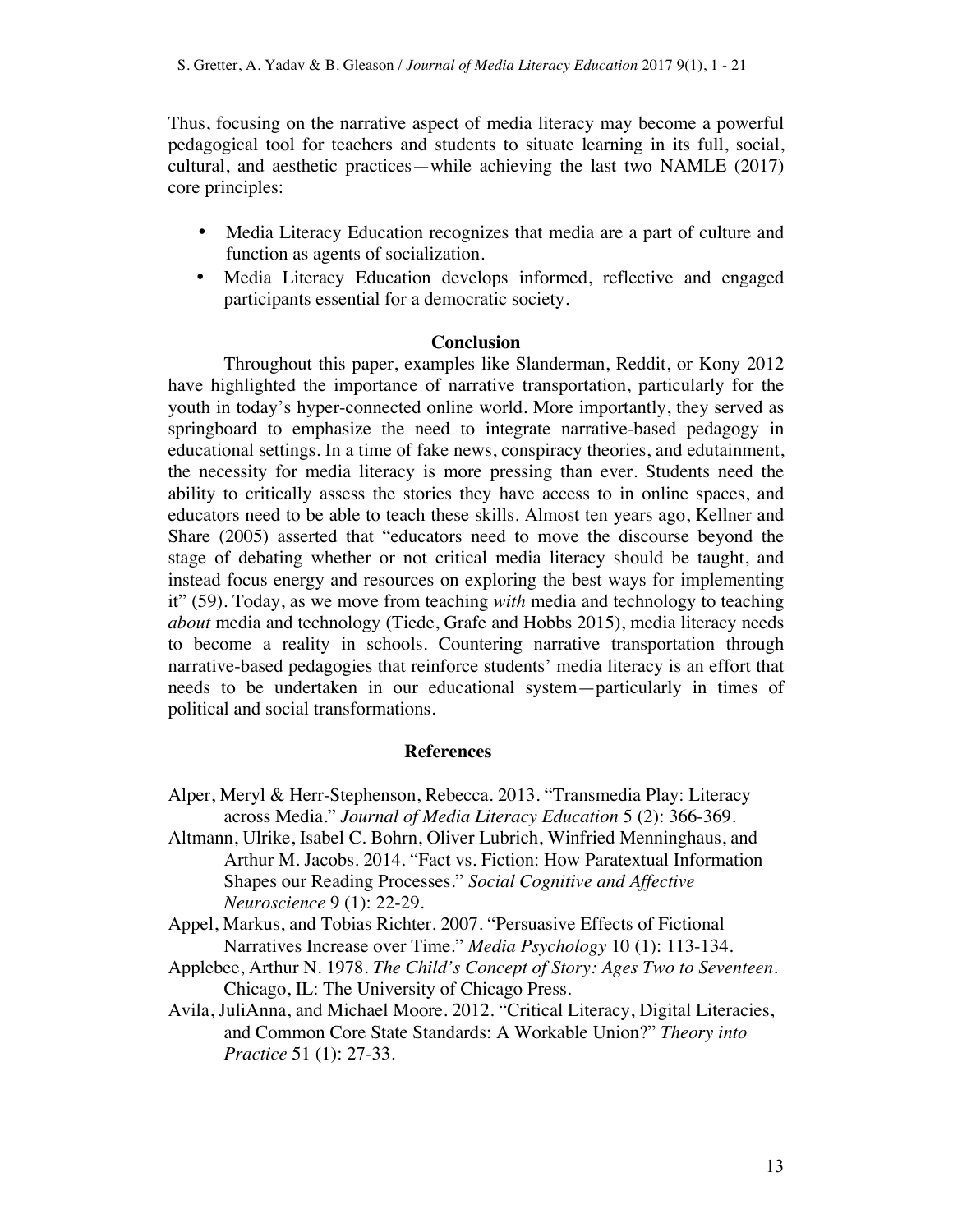Thus, focusing on the narrative aspect of media literacy may become a powerful pedagogical tool for teachers and students to situate learning in its full, social, cultural, and aesthetic practices—while achieving the last two NAMLE (2017) core principles:

- Media Literacy Education recognizes that media are a part of culture and function as agents of socialization.
- Media Literacy Education develops informed, reflective and engaged participants essential for a democratic society.

## Conclusion

Throughout this paper, examples like Slanderman, Reddit, or Kony 2012 have highlighted the importance of narrative transportation, particularly for the youth in today's hyper-connected online world. More importantly, they served as springboard to emphasize the need to integrate narrative-based pedagogy in educational settings. In a time of fake news, conspiracy theories, and edutainment, the necessity for media literacy is more pressing than ever. Students need the ability to critically assess the stories they have access to in online spaces, and educators need to be able to teach these skills. Almost ten years ago, Kellner and Share (2005) asserted that "educators need to move the discourse beyond the stage of debating whether or not critical media literacy should be taught, and instead focus energy and resources on exploring the best ways for implementing it" (59). Today, as we move from teaching *with* media and technology to teaching *about* media and technology (Tiede, Grafe and Hobbs 2015), media literacy needs to become a reality in schools. Countering narrative transportation through narrative-based pedagogies that reinforce students' media literacy is an effort that needs to be undertaken in our educational system—particularly in times of political and social transformations.

## References

Alper, Meryl & Herr-Stephenson, Rebecca. 2013. "Transmedia Play: Literacy across Media." *Journal of Media Literacy Education* 5 (2): 366-369.

Altmann, Ulrike, Isabel C. Bohrn, Oliver Lubrich, Winfried Menninghaus, and Arthur M. Jacobs. 2014. "Fact vs. Fiction: How Paratextual Information Shapes our Reading Processes." *Social Cognitive and Affective Neuroscience* 9 (1): 22-29.

Appel, Markus, and Tobias Richter. 2007. "Persuasive Effects of Fictional Narratives Increase over Time." *Media Psychology* 10 (1): 113-134.

Applebee, Arthur N. 1978. *The Child's Concept of Story: Ages Two to Seventeen*. Chicago, IL: The University of Chicago Press.

Avila, JuliAnna, and Michael Moore. 2012. "Critical Literacy, Digital Literacies, and Common Core State Standards: A Workable Union?" *Theory into Practice* 51 (1): 27-33.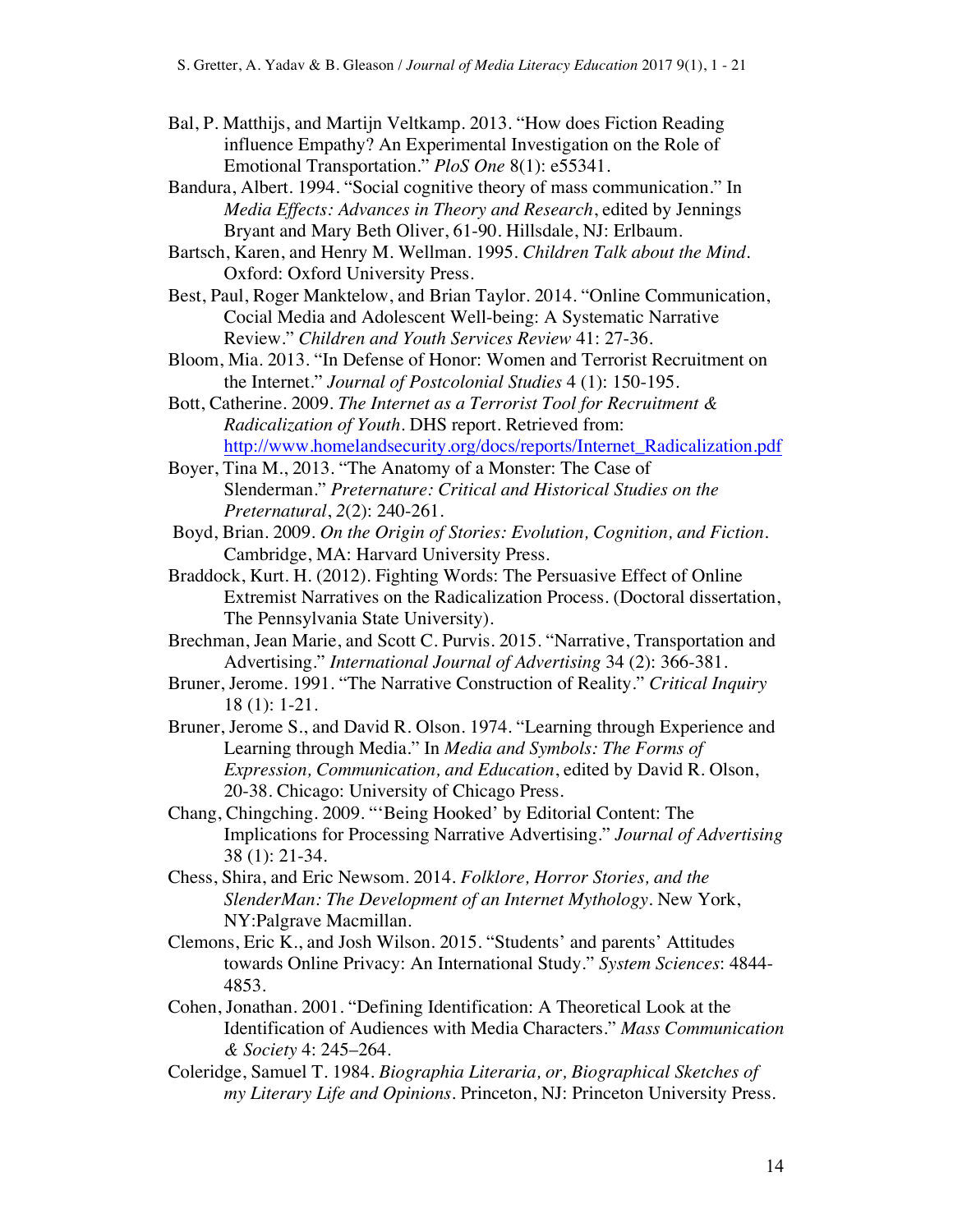Bal, P. Matthijs, and Martijn Veltkamp. 2013. "How does Fiction Reading influence Empathy? An Experimental Investigation on the Role of Emotional Transportation." *PloS One* 8(1): e55341.

Bandura, Albert. 1994. "Social cognitive theory of mass communication." In *Media Effects: Advances in Theory and Research*, edited by Jennings Bryant and Mary Beth Oliver, 61-90. Hillsdale, NJ: Erlbaum.

Bartsch, Karen, and Henry M. Wellman. 1995. *Children Talk about the Mind.* Oxford: Oxford University Press.

Best, Paul, Roger Manktelow, and Brian Taylor. 2014. "Online Communication, Cocial Media and Adolescent Well-being: A Systematic Narrative Review." *Children and Youth Services Review* 41: 27-36.

Bloom, Mia. 2013. "In Defense of Honor: Women and Terrorist Recruitment on the Internet." *Journal of Postcolonial Studies* 4 (1): 150-195.

Bott, Catherine. 2009. *The Internet as a Terrorist Tool for Recruitment & Radicalization of Youth.* DHS report. Retrieved from: http://www.homelandsecurity.org/docs/reports/Internet_Radicalization.pdf

Boyer, Tina M., 2013. "The Anatomy of a Monster: The Case of Slenderman." *Preternature: Critical and Historical Studies on the Preternatural*, *2*(2): 240-261.

Boyd, Brian. 2009. *On the Origin of Stories: Evolution, Cognition, and Fiction.* Cambridge, MA: Harvard University Press.

Braddock, Kurt. H. (2012). Fighting Words: The Persuasive Effect of Online Extremist Narratives on the Radicalization Process. (Doctoral dissertation, The Pennsylvania State University).

Brechman, Jean Marie, and Scott C. Purvis. 2015. "Narrative, Transportation and Advertising." *International Journal of Advertising* 34 (2): 366-381.

Bruner, Jerome. 1991. "The Narrative Construction of Reality." *Critical Inquiry* 18 (1): 1-21.

Bruner, Jerome S., and David R. Olson. 1974. "Learning through Experience and Learning through Media." In *Media and Symbols: The Forms of Expression, Communication, and Education*, edited by David R. Olson, 20-38. Chicago: University of Chicago Press.

Chang, Chingching. 2009. "'Being Hooked' by Editorial Content: The Implications for Processing Narrative Advertising." *Journal of Advertising* 38 (1): 21-34.

Chess, Shira, and Eric Newsom. 2014. *Folklore, Horror Stories, and the SlenderMan: The Development of an Internet Mythology.* New York, NY:Palgrave Macmillan.

Clemons, Eric K., and Josh Wilson. 2015. "Students' and parents' Attitudes towards Online Privacy: An International Study." *System Sciences*: 4844-4853.

Cohen, Jonathan. 2001. "Defining Identification: A Theoretical Look at the Identification of Audiences with Media Characters." *Mass Communication & Society* 4: 245–264.

Coleridge, Samuel T. 1984. *Biographia Literaria, or, Biographical Sketches of my Literary Life and Opinions.* Princeton, NJ: Princeton University Press.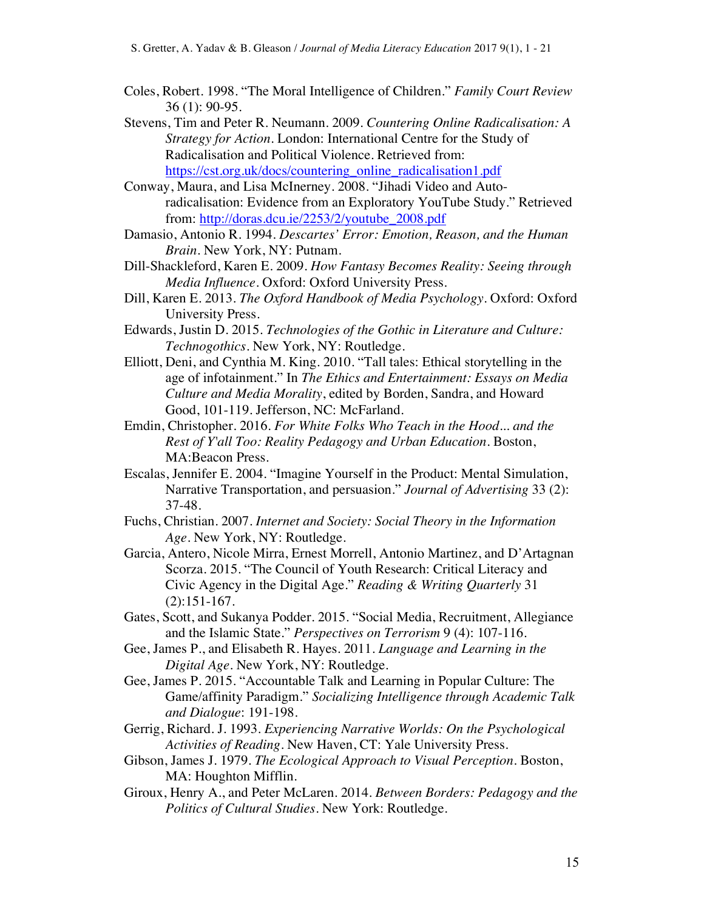Coles, Robert. 1998. "The Moral Intelligence of Children." *Family Court Review* 36 (1): 90-95.

Stevens, Tim and Peter R. Neumann. 2009. *Countering Online Radicalisation: A Strategy for Action*. London: International Centre for the Study of Radicalisation and Political Violence. Retrieved from: https://cst.org.uk/docs/countering_online_radicalisation1.pdf

Conway, Maura, and Lisa McInerney. 2008. "Jihadi Video and Auto-radicalisation: Evidence from an Exploratory YouTube Study." Retrieved from: http://doras.dcu.ie/2253/2/youtube_2008.pdf

Damasio, Antonio R. 1994. *Descartes' Error: Emotion, Reason, and the Human Brain*. New York, NY: Putnam.

Dill-Shackleford, Karen E. 2009. *How Fantasy Becomes Reality: Seeing through Media Influence*. Oxford: Oxford University Press.

Dill, Karen E. 2013. *The Oxford Handbook of Media Psychology*. Oxford: Oxford University Press.

Edwards, Justin D. 2015. *Technologies of the Gothic in Literature and Culture: Technogothics*. New York, NY: Routledge.

Elliott, Deni, and Cynthia M. King. 2010. "Tall tales: Ethical storytelling in the age of infotainment." In *The Ethics and Entertainment: Essays on Media Culture and Media Morality*, edited by Borden, Sandra, and Howard Good, 101-119. Jefferson, NC: McFarland.

Emdin, Christopher. 2016. *For White Folks Who Teach in the Hood... and the Rest of Y'all Too: Reality Pedagogy and Urban Education*. Boston, MA:Beacon Press.

Escalas, Jennifer E. 2004. "Imagine Yourself in the Product: Mental Simulation, Narrative Transportation, and persuasion." *Journal of Advertising* 33 (2): 37-48.

Fuchs, Christian. 2007. *Internet and Society: Social Theory in the Information Age*. New York, NY: Routledge.

Garcia, Antero, Nicole Mirra, Ernest Morrell, Antonio Martinez, and D'Artagnan Scorza. 2015. "The Council of Youth Research: Critical Literacy and Civic Agency in the Digital Age." *Reading & Writing Quarterly* 31 (2):151-167.

Gates, Scott, and Sukanya Podder. 2015. "Social Media, Recruitment, Allegiance and the Islamic State." *Perspectives on Terrorism* 9 (4): 107-116.

Gee, James P., and Elisabeth R. Hayes. 2011. *Language and Learning in the Digital Age*. New York, NY: Routledge.

Gee, James P. 2015. "Accountable Talk and Learning in Popular Culture: The Game/affinity Paradigm." *Socializing Intelligence through Academic Talk and Dialogue*: 191-198.

Gerrig, Richard. J. 1993. *Experiencing Narrative Worlds: On the Psychological Activities of Reading*. New Haven, CT: Yale University Press.

Gibson, James J. 1979. *The Ecological Approach to Visual Perception*. Boston, MA: Houghton Mifflin.

Giroux, Henry A., and Peter McLaren. 2014. *Between Borders: Pedagogy and the Politics of Cultural Studies*. New York: Routledge.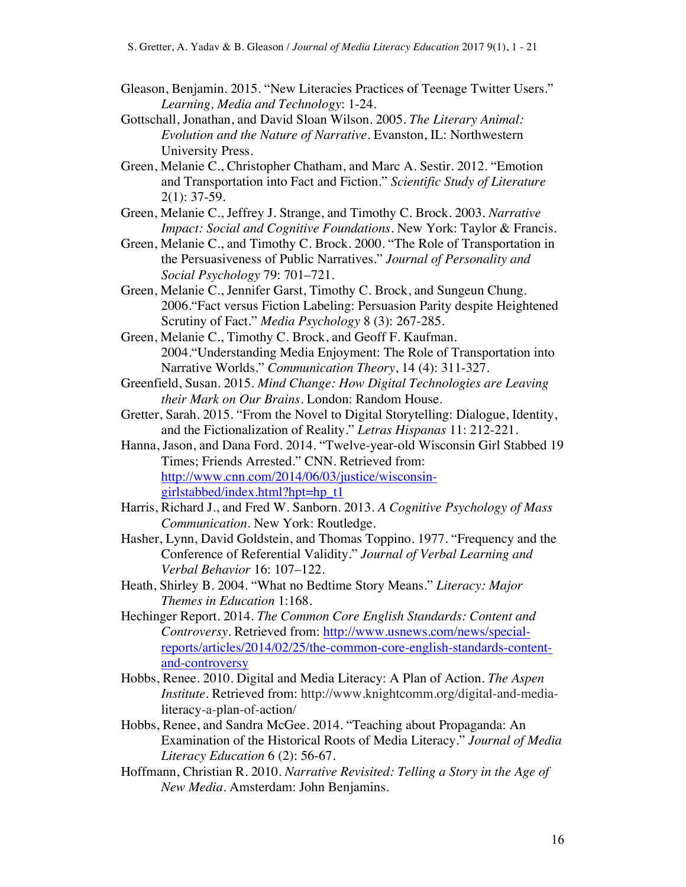Gleason, Benjamin. 2015. "New Literacies Practices of Teenage Twitter Users." *Learning, Media and Technology*: 1-24.

Gottschall, Jonathan, and David Sloan Wilson. 2005. *The Literary Animal: Evolution and the Nature of Narrative*. Evanston, IL: Northwestern University Press.

Green, Melanie C., Christopher Chatham, and Marc A. Sestir. 2012. "Emotion and Transportation into Fact and Fiction." *Scientific Study of Literature* 2(1): 37-59.

Green, Melanie C., Jeffrey J. Strange, and Timothy C. Brock. 2003. *Narrative Impact: Social and Cognitive Foundations*. New York: Taylor & Francis.

Green, Melanie C., and Timothy C. Brock. 2000. "The Role of Transportation in the Persuasiveness of Public Narratives." *Journal of Personality and Social Psychology* 79: 701–721.

Green, Melanie C., Jennifer Garst, Timothy C. Brock, and Sungeun Chung. 2006."Fact versus Fiction Labeling: Persuasion Parity despite Heightened Scrutiny of Fact." *Media Psychology* 8 (3): 267-285.

Green, Melanie C., Timothy C. Brock, and Geoff F. Kaufman. 2004."Understanding Media Enjoyment: The Role of Transportation into Narrative Worlds." *Communication Theory*, 14 (4): 311-327.

Greenfield, Susan. 2015. *Mind Change: How Digital Technologies are Leaving their Mark on Our Brains*. London: Random House.

Gretter, Sarah. 2015. "From the Novel to Digital Storytelling: Dialogue, Identity, and the Fictionalization of Reality." *Letras Hispanas* 11: 212-221.

Hanna, Jason, and Dana Ford. 2014. "Twelve-year-old Wisconsin Girl Stabbed 19 Times; Friends Arrested." CNN. Retrieved from: http://www.cnn.com/2014/06/03/justice/wisconsin-girlstabbed/index.html?hpt=hp_t1

Harris, Richard J., and Fred W. Sanborn. 2013. *A Cognitive Psychology of Mass Communication*. New York: Routledge.

Hasher, Lynn, David Goldstein, and Thomas Toppino. 1977. "Frequency and the Conference of Referential Validity." *Journal of Verbal Learning and Verbal Behavior* 16: 107–122.

Heath, Shirley B. 2004. "What no Bedtime Story Means." *Literacy: Major Themes in Education* 1:168.

Hechinger Report. 2014. *The Common Core English Standards: Content and Controversy*. Retrieved from: http://www.usnews.com/news/special-reports/articles/2014/02/25/the-common-core-english-standards-content-and-controversy

Hobbs, Renee. 2010. Digital and Media Literacy: A Plan of Action. *The Aspen Institute*. Retrieved from: http://www.knightcomm.org/digital-and-media-literacy-a-plan-of-action/

Hobbs, Renee, and Sandra McGee. 2014. "Teaching about Propaganda: An Examination of the Historical Roots of Media Literacy." *Journal of Media Literacy Education* 6 (2): 56-67.

Hoffmann, Christian R. 2010. *Narrative Revisited: Telling a Story in the Age of New Media*. Amsterdam: John Benjamins.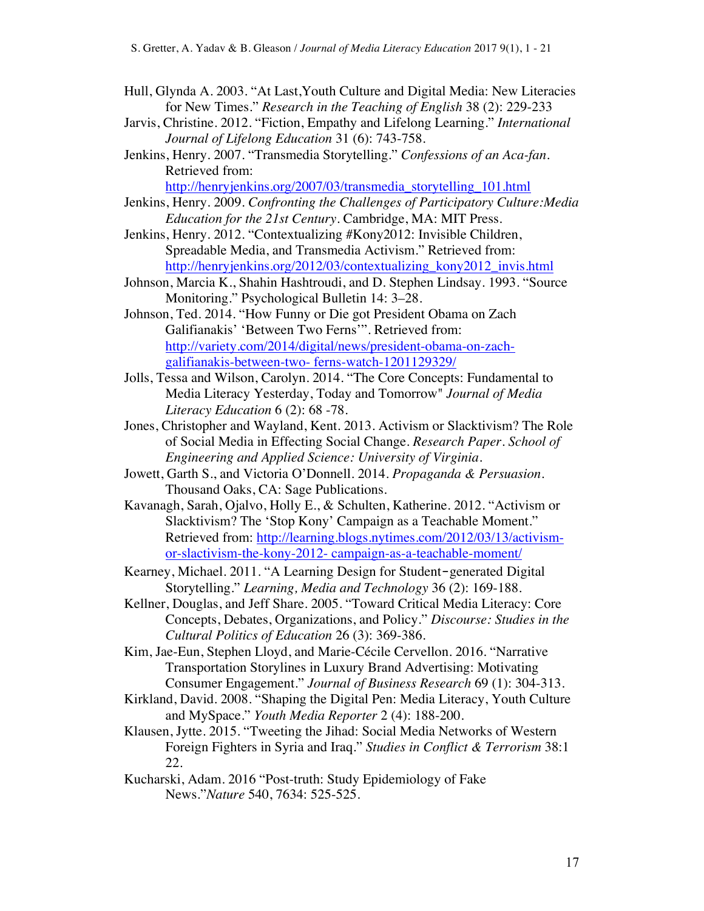Hull, Glynda A. 2003. "At Last,Youth Culture and Digital Media: New Literacies for New Times." *Research in the Teaching of English* 38 (2): 229-233

Jarvis, Christine. 2012. "Fiction, Empathy and Lifelong Learning." *International Journal of Lifelong Education* 31 (6): 743-758.

Jenkins, Henry. 2007. "Transmedia Storytelling." *Confessions of an Aca-fan*. Retrieved from: http://henryjenkins.org/2007/03/transmedia_storytelling_101.html

Jenkins, Henry. 2009. *Confronting the Challenges of Participatory Culture:Media Education for the 21st Century*. Cambridge, MA: MIT Press.

Jenkins, Henry. 2012. "Contextualizing #Kony2012: Invisible Children, Spreadable Media, and Transmedia Activism." Retrieved from: http://henryjenkins.org/2012/03/contextualizing_kony2012_invis.html

Johnson, Marcia K., Shahin Hashtroudi, and D. Stephen Lindsay. 1993. "Source Monitoring." Psychological Bulletin 14: 3–28.

Johnson, Ted. 2014. "How Funny or Die got President Obama on Zach Galifianakis' 'Between Two Ferns'". Retrieved from: http://variety.com/2014/digital/news/president-obama-on-zach-galifianakis-between-two- ferns-watch-1201129329/

Jolls, Tessa and Wilson, Carolyn. 2014. "The Core Concepts: Fundamental to Media Literacy Yesterday, Today and Tomorrow" *Journal of Media Literacy Education* 6 (2): 68 -78.

Jones, Christopher and Wayland, Kent. 2013. Activism or Slacktivism? The Role of Social Media in Effecting Social Change. *Research Paper. School of Engineering and Applied Science: University of Virginia*.

Jowett, Garth S., and Victoria O'Donnell. 2014. *Propaganda & Persuasion*. Thousand Oaks, CA: Sage Publications.

Kavanagh, Sarah, Ojalvo, Holly E., & Schulten, Katherine. 2012. "Activism or Slacktivism? The 'Stop Kony' Campaign as a Teachable Moment." Retrieved from: http://learning.blogs.nytimes.com/2012/03/13/activism-or-slactivism-the-kony-2012- campaign-as-a-teachable-moment/

Kearney, Michael. 2011. "A Learning Design for Student‐generated Digital Storytelling." *Learning, Media and Technology* 36 (2): 169-188.

Kellner, Douglas, and Jeff Share. 2005. "Toward Critical Media Literacy: Core Concepts, Debates, Organizations, and Policy." *Discourse: Studies in the Cultural Politics of Education* 26 (3): 369-386.

Kim, Jae-Eun, Stephen Lloyd, and Marie-Cécile Cervellon. 2016. "Narrative Transportation Storylines in Luxury Brand Advertising: Motivating Consumer Engagement." *Journal of Business Research* 69 (1): 304-313.

Kirkland, David. 2008. "Shaping the Digital Pen: Media Literacy, Youth Culture and MySpace." *Youth Media Reporter* 2 (4): 188-200.

Klausen, Jytte. 2015. "Tweeting the Jihad: Social Media Networks of Western Foreign Fighters in Syria and Iraq." *Studies in Conflict & Terrorism* 38:1 22.

Kucharski, Adam. 2016 "Post-truth: Study Epidemiology of Fake News."*Nature* 540, 7634: 525-525.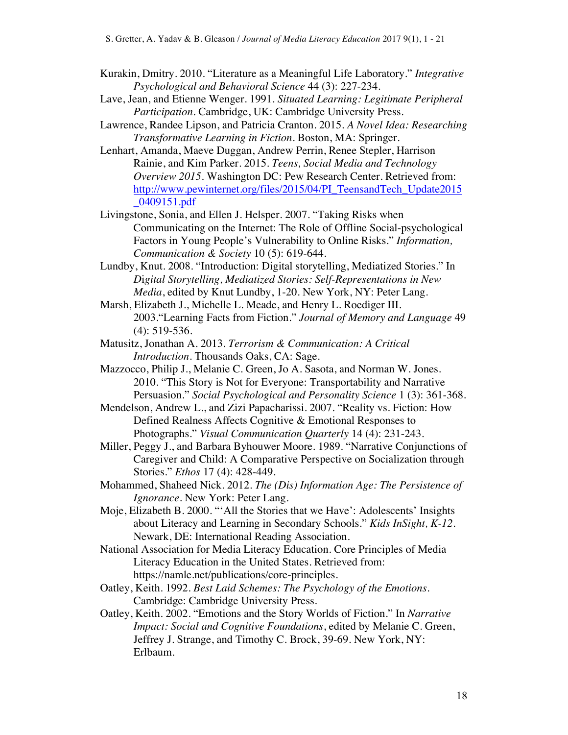Kurakin, Dmitry. 2010. "Literature as a Meaningful Life Laboratory." *Integrative Psychological and Behavioral Science* 44 (3): 227-234.

Lave, Jean, and Etienne Wenger. 1991. *Situated Learning: Legitimate Peripheral Participation*. Cambridge, UK: Cambridge University Press.

Lawrence, Randee Lipson, and Patricia Cranton. 2015. *A Novel Idea: Researching Transformative Learning in Fiction*. Boston, MA: Springer.

Lenhart, Amanda, Maeve Duggan, Andrew Perrin, Renee Stepler, Harrison Rainie, and Kim Parker. 2015. *Teens, Social Media and Technology Overview 2015*. Washington DC: Pew Research Center. Retrieved from: http://www.pewinternet.org/files/2015/04/PI_TeensandTech_Update2015_0409151.pdf

Livingstone, Sonia, and Ellen J. Helsper. 2007. "Taking Risks when Communicating on the Internet: The Role of Offline Social-psychological Factors in Young People's Vulnerability to Online Risks." *Information, Communication & Society* 10 (5): 619-644.

Lundby, Knut. 2008. "Introduction: Digital storytelling, Mediatized Stories." In *Digital Storytelling, Mediatized Stories: Self-Representations in New Media*, edited by Knut Lundby, 1-20. New York, NY: Peter Lang.

Marsh, Elizabeth J., Michelle L. Meade, and Henry L. Roediger III. 2003."Learning Facts from Fiction." *Journal of Memory and Language* 49 (4): 519-536.

Matusitz, Jonathan A. 2013. *Terrorism & Communication: A Critical Introduction*. Thousands Oaks, CA: Sage.

Mazzocco, Philip J., Melanie C. Green, Jo A. Sasota, and Norman W. Jones. 2010. "This Story is Not for Everyone: Transportability and Narrative Persuasion." *Social Psychological and Personality Science* 1 (3): 361-368.

Mendelson, Andrew L., and Zizi Papacharissi. 2007. "Reality vs. Fiction: How Defined Realness Affects Cognitive & Emotional Responses to Photographs." *Visual Communication Quarterly* 14 (4): 231-243.

Miller, Peggy J., and Barbara Byhouwer Moore. 1989. "Narrative Conjunctions of Caregiver and Child: A Comparative Perspective on Socialization through Stories." *Ethos* 17 (4): 428-449.

Mohammed, Shaheed Nick. 2012. *The (Dis) Information Age: The Persistence of Ignorance*. New York: Peter Lang.

Moje, Elizabeth B. 2000. "'All the Stories that we Have': Adolescents' Insights about Literacy and Learning in Secondary Schools." *Kids InSight, K-12*. Newark, DE: International Reading Association.

National Association for Media Literacy Education. Core Principles of Media Literacy Education in the United States. Retrieved from: https://namle.net/publications/core-principles.

Oatley, Keith. 1992. *Best Laid Schemes: The Psychology of the Emotions*. Cambridge: Cambridge University Press.

Oatley, Keith. 2002. "Emotions and the Story Worlds of Fiction." In *Narrative Impact: Social and Cognitive Foundations*, edited by Melanie C. Green, Jeffrey J. Strange, and Timothy C. Brock, 39-69. New York, NY: Erlbaum.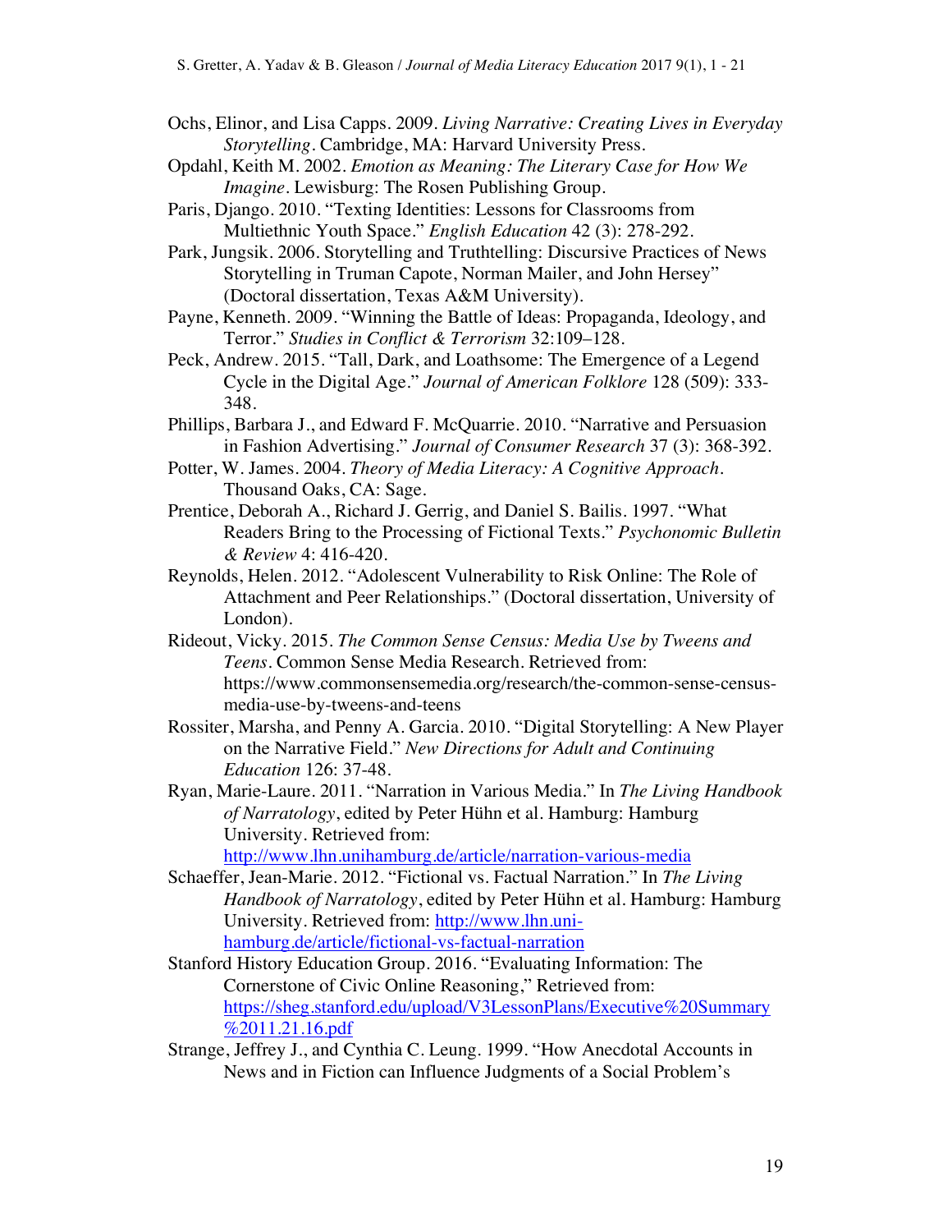Ochs, Elinor, and Lisa Capps. 2009. *Living Narrative: Creating Lives in Everyday Storytelling*. Cambridge, MA: Harvard University Press.

Opdahl, Keith M. 2002. *Emotion as Meaning: The Literary Case for How We Imagine*. Lewisburg: The Rosen Publishing Group.

Paris, Django. 2010. "Texting Identities: Lessons for Classrooms from Multiethnic Youth Space." *English Education* 42 (3): 278-292.

Park, Jungsik. 2006. Storytelling and Truthtelling: Discursive Practices of News Storytelling in Truman Capote, Norman Mailer, and John Hersey" (Doctoral dissertation, Texas A&M University).

Payne, Kenneth. 2009. "Winning the Battle of Ideas: Propaganda, Ideology, and Terror." *Studies in Conflict & Terrorism* 32:109–128.

Peck, Andrew. 2015. "Tall, Dark, and Loathsome: The Emergence of a Legend Cycle in the Digital Age." *Journal of American Folklore* 128 (509): 333-348.

Phillips, Barbara J., and Edward F. McQuarrie. 2010. "Narrative and Persuasion in Fashion Advertising." *Journal of Consumer Research* 37 (3): 368-392.

Potter, W. James. 2004. *Theory of Media Literacy: A Cognitive Approach*. Thousand Oaks, CA: Sage.

Prentice, Deborah A., Richard J. Gerrig, and Daniel S. Bailis. 1997. "What Readers Bring to the Processing of Fictional Texts." *Psychonomic Bulletin & Review* 4: 416-420.

Reynolds, Helen. 2012. "Adolescent Vulnerability to Risk Online: The Role of Attachment and Peer Relationships." (Doctoral dissertation, University of London).

Rideout, Vicky. 2015. *The Common Sense Census: Media Use by Tweens and Teens*. Common Sense Media Research. Retrieved from: https://www.commonsensemedia.org/research/the-common-sense-census-media-use-by-tweens-and-teens

Rossiter, Marsha, and Penny A. Garcia. 2010. "Digital Storytelling: A New Player on the Narrative Field." *New Directions for Adult and Continuing Education* 126: 37-48.

Ryan, Marie-Laure. 2011. "Narration in Various Media." In *The Living Handbook of Narratology*, edited by Peter Hühn et al. Hamburg: Hamburg University. Retrieved from: http://www.lhn.unihamburg.de/article/narration-various-media

Schaeffer, Jean-Marie. 2012. "Fictional vs. Factual Narration." In *The Living Handbook of Narratology*, edited by Peter Hühn et al. Hamburg: Hamburg University. Retrieved from: http://www.lhn.uni-hamburg.de/article/fictional-vs-factual-narration

Stanford History Education Group. 2016. "Evaluating Information: The Cornerstone of Civic Online Reasoning," Retrieved from: https://sheg.stanford.edu/upload/V3LessonPlans/Executive%20Summary%2011.21.16.pdf

Strange, Jeffrey J., and Cynthia C. Leung. 1999. "How Anecdotal Accounts in News and in Fiction can Influence Judgments of a Social Problem's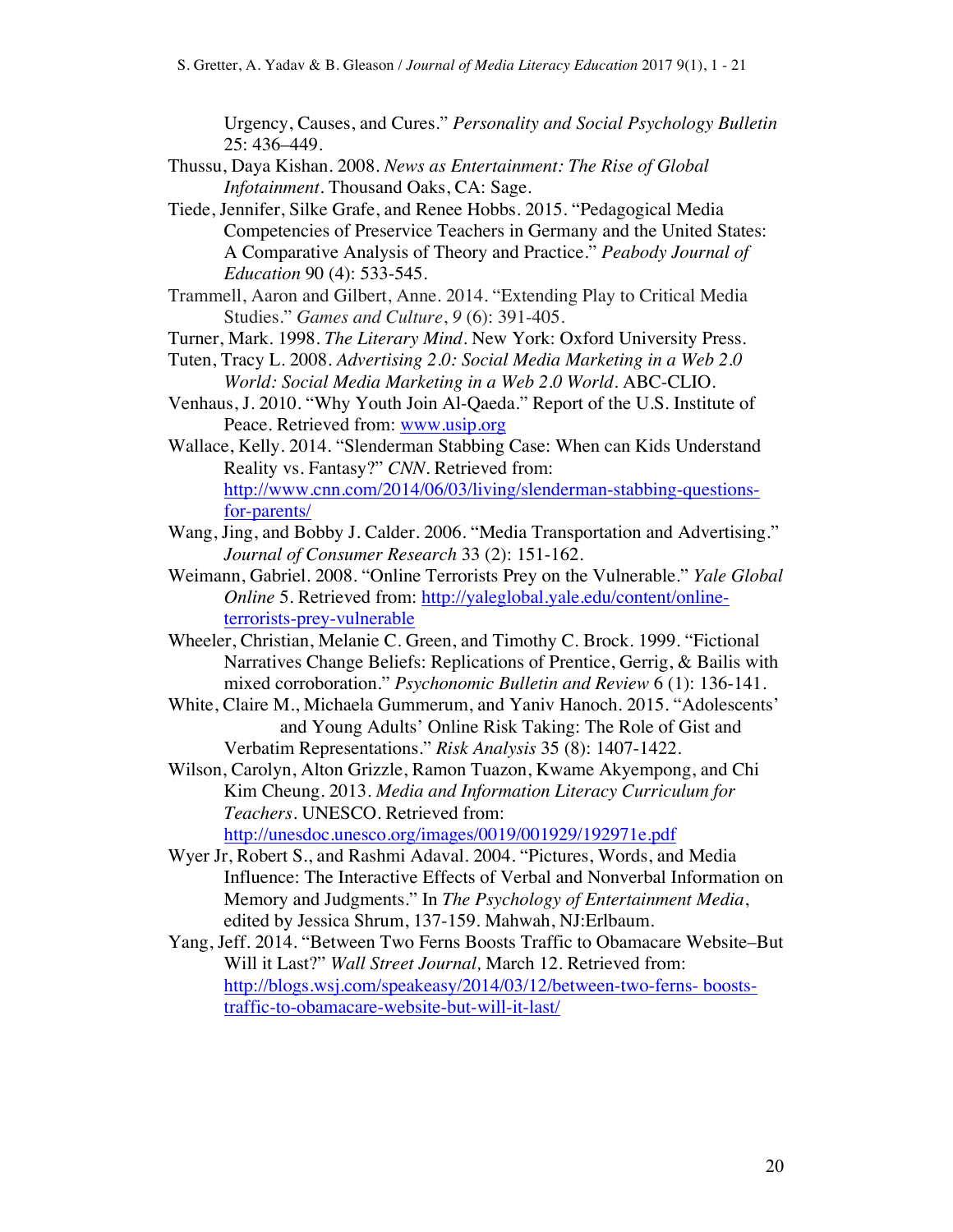Urgency, Causes, and Cures." *Personality and Social Psychology Bulletin* 25: 436–449.

Thussu, Daya Kishan. 2008. *News as Entertainment: The Rise of Global Infotainment*. Thousand Oaks, CA: Sage.

Tiede, Jennifer, Silke Grafe, and Renee Hobbs. 2015. "Pedagogical Media Competencies of Preservice Teachers in Germany and the United States: A Comparative Analysis of Theory and Practice." *Peabody Journal of Education* 90 (4): 533-545.

Trammell, Aaron and Gilbert, Anne. 2014. "Extending Play to Critical Media Studies." *Games and Culture*, *9* (6): 391-405.

Turner, Mark. 1998. *The Literary Mind*. New York: Oxford University Press.

Tuten, Tracy L. 2008. *Advertising 2.0: Social Media Marketing in a Web 2.0 World: Social Media Marketing in a Web 2.0 World*. ABC-CLIO.

Venhaus, J. 2010. "Why Youth Join Al-Qaeda." Report of the U.S. Institute of Peace. Retrieved from: [www.usip.org](www.usip.org)

Wallace, Kelly. 2014. "Slenderman Stabbing Case: When can Kids Understand Reality vs. Fantasy?" *CNN*. Retrieved from: [http://www.cnn.com/2014/06/03/living/slenderman-stabbing-questions-for-parents/](http://www.cnn.com/2014/06/03/living/slenderman-stabbing-questions-for-parents/)

Wang, Jing, and Bobby J. Calder. 2006. "Media Transportation and Advertising." *Journal of Consumer Research* 33 (2): 151-162.

Weimann, Gabriel. 2008. "Online Terrorists Prey on the Vulnerable." *Yale Global Online* 5. Retrieved from: [http://yaleglobal.yale.edu/content/online-terrorists-prey-vulnerable](http://yaleglobal.yale.edu/content/online-terrorists-prey-vulnerable)

Wheeler, Christian, Melanie C. Green, and Timothy C. Brock. 1999. "Fictional Narratives Change Beliefs: Replications of Prentice, Gerrig, & Bailis with mixed corroboration." *Psychonomic Bulletin and Review* 6 (1): 136-141.

White, Claire M., Michaela Gummerum, and Yaniv Hanoch. 2015. "Adolescents' and Young Adults' Online Risk Taking: The Role of Gist and Verbatim Representations." *Risk Analysis* 35 (8): 1407-1422.

Wilson, Carolyn, Alton Grizzle, Ramon Tuazon, Kwame Akyempong, and Chi Kim Cheung. 2013. *Media and Information Literacy Curriculum for Teachers*. UNESCO. Retrieved from: [http://unesdoc.unesco.org/images/0019/001929/192971e.pdf](http://unesdoc.unesco.org/images/0019/001929/192971e.pdf)

Wyer Jr, Robert S., and Rashmi Adaval. 2004. "Pictures, Words, and Media Influence: The Interactive Effects of Verbal and Nonverbal Information on Memory and Judgments." In *The Psychology of Entertainment Media*, edited by Jessica Shrum, 137-159. Mahwah, NJ:Erlbaum.

Yang, Jeff. 2014. "Between Two Ferns Boosts Traffic to Obamacare Website–But Will it Last?" *Wall Street Journal,* March 12. Retrieved from: [http://blogs.wsj.com/speakeasy/2014/03/12/between-two-ferns- boosts-traffic-to-obamacare-website-but-will-it-last/](http://blogs.wsj.com/speakeasy/2014/03/12/between-two-ferns-boosts-traffic-to-obamacare-website-but-will-it-last/)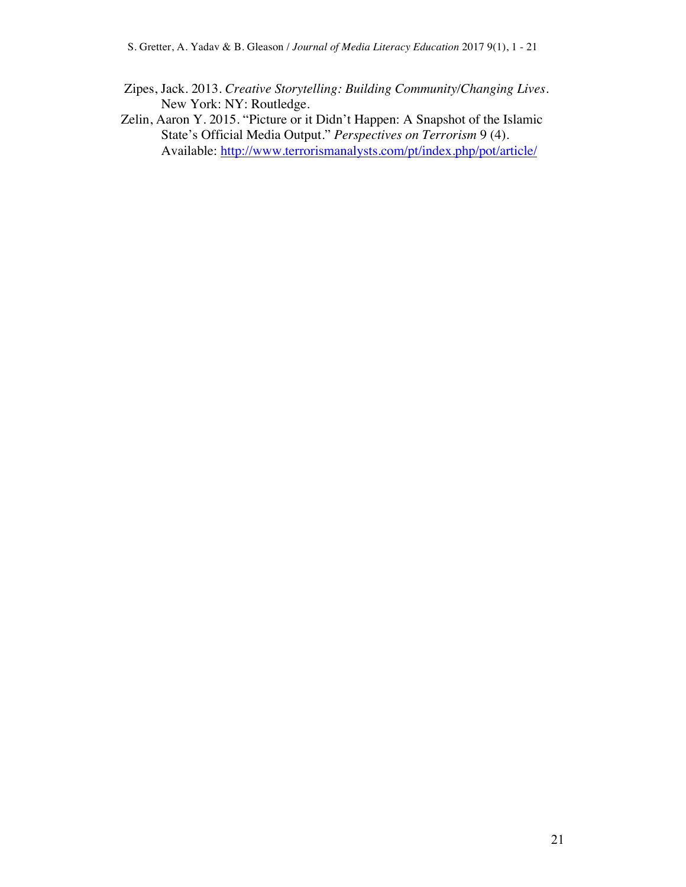Zipes, Jack. 2013. *Creative Storytelling: Building Community/Changing Lives*. New York: NY: Routledge.

Zelin, Aaron Y. 2015. "Picture or it Didn't Happen: A Snapshot of the Islamic State's Official Media Output." *Perspectives on Terrorism* 9 (4). Available: http://www.terrorismanalysts.com/pt/index.php/pot/article/